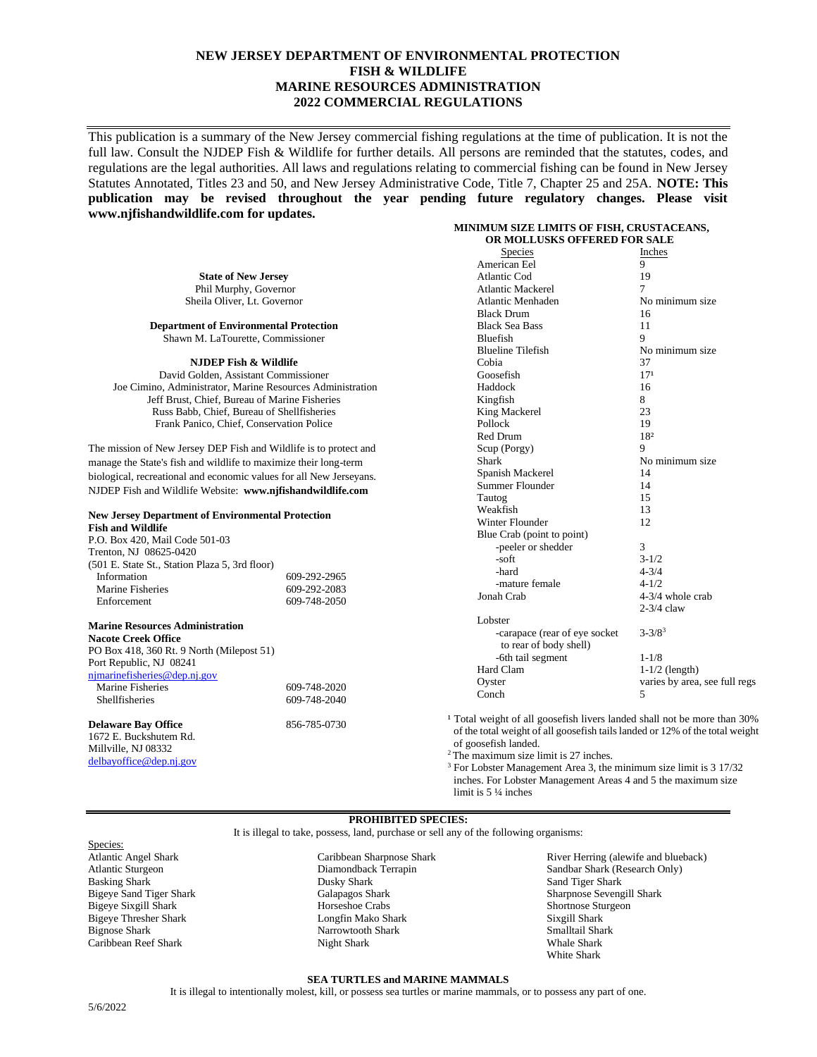# NEW JERSEY DEPARTMENT OF ENVIRONMENTAL PROTECTION
# FISH & WILDLIFE
# MARINE RESOURCES ADMINISTRATION
# 2022 COMMERCIAL REGULATIONS

This publication is a summary of the New Jersey commercial fishing regulations at the time of publication. It is not the full law. Consult the NJDEP Fish & Wildlife for further details. All persons are reminded that the statutes, codes, and regulations are the legal authorities. All laws and regulations relating to commercial fishing can be found in New Jersey Statutes Annotated, Titles 23 and 50, and New Jersey Administrative Code, Title 7, Chapter 25 and 25A. **NOTE: This publication may be revised throughout the year pending future regulatory changes. Please visit www.njfishandwildlife.com for updates.**

**State of New Jersey**
Phil Murphy, Governor
Sheila Oliver, Lt. Governor

**Department of Environmental Protection**
Shawn M. LaTourette, Commissioner

**NJDEP Fish & Wildlife**
David Golden, Assistant Commissioner
Joe Cimino, Administrator, Marine Resources Administration
Jeff Brust, Chief, Bureau of Marine Fisheries
Russ Babb, Chief, Bureau of Shellfisheries
Frank Panico, Chief, Conservation Police

The mission of New Jersey DEP Fish and Wildlife is to protect and manage the State's fish and wildlife to maximize their long-term biological, recreational and economic values for all New Jerseyans.
NJDEP Fish and Wildlife Website: **www.njfishandwildlife.com**

**New Jersey Department of Environmental Protection**
**Fish and Wildlife**
P.O. Box 420, Mail Code 501-03
Trenton, NJ 08625-0420
(501 E. State St., Station Plaza 5, 3rd floor)

| | |
|---|---|
| Information | 609-292-2965 |
| Marine Fisheries | 609-292-2083 |
| Enforcement | 609-748-2050 |

**Marine Resources Administration**
**Nacote Creek Office**
PO Box 418, 360 Rt. 9 North (Milepost 51)
Port Republic, NJ 08241
njmarinefisheries@dep.nj.gov

| | |
|---|---|
| Marine Fisheries | 609-748-2020 |
| Shellfisheries | 609-748-2040 |

**Delaware Bay Office** 856-785-0730
1672 E. Buckshutem Rd.
Millville, NJ 08332
delbayoffice@dep.nj.gov

## MINIMUM SIZE LIMITS OF FISH, CRUSTACEANS, OR MOLLUSKS OFFERED FOR SALE

| Species | Inches |
|---|---|
| American Eel | 9 |
| Atlantic Cod | 19 |
| Atlantic Mackerel | 7 |
| Atlantic Menhaden | No minimum size |
| Black Drum | 16 |
| Black Sea Bass | 11 |
| Bluefish | 9 |
| Blueline Tilefish | No minimum size |
| Cobia | 37 |
| Goosefish | 17[1] |
| Haddock | 16 |
| Kingfish | 8 |
| King Mackerel | 23 |
| Pollock | 19 |
| Red Drum | 18[2] |
| Scup (Porgy) | 9 |
| Shark | No minimum size |
| Spanish Mackerel | 14 |
| Summer Flounder | 14 |
| Tautog | 15 |
| Weakfish | 13 |
| Winter Flounder | 12 |
| Blue Crab (point to point) | |
| -peeler or shedder | 3 |
| -soft | 3-1/2 |
| -hard | 4-3/4 |
| -mature female | 4-1/2 |
| Jonah Crab | 4-3/4 whole crab<br>2-3/4 claw |
| Lobster | |
| -carapace (rear of eye socket to rear of body shell) | 3-3/8[3] |
| -6th tail segment | 1-1/8 |
| Hard Clam | 1-1/2 (length) |
| Oyster | varies by area, see full regs |
| Conch | 5 |

[1] Total weight of all goosefish livers landed shall not be more than 30% of the total weight of all goosefish tails landed or 12% of the total weight of goosefish landed.
[2] The maximum size limit is 27 inches.
[3] For Lobster Management Area 3, the minimum size limit is 3 17/32 inches. For Lobster Management Areas 4 and 5 the maximum size limit is 5 ¼ inches

## PROHIBITED SPECIES:

It is illegal to take, possess, land, purchase or sell any of the following organisms:

Species:
- Atlantic Angel Shark
- Atlantic Sturgeon
- Basking Shark
- Bigeye Sand Tiger Shark
- Bigeye Sixgill Shark
- Bigeye Thresher Shark
- Bignose Shark
- Caribbean Reef Shark
- Caribbean Sharpnose Shark
- Diamondback Terrapin
- Dusky Shark
- Galapagos Shark
- Horseshoe Crabs
- Longfin Mako Shark
- Narrowtooth Shark
- Night Shark
- River Herring (alewife and blueback)
- Sandbar Shark (Research Only)
- Sand Tiger Shark
- Sharpnose Sevengill Shark
- Shortnose Sturgeon
- Sixgill Shark
- Smalltail Shark
- Whale Shark
- White Shark

## SEA TURTLES and MARINE MAMMALS

It is illegal to intentionally molest, kill, or possess sea turtles or marine mammals, or to possess any part of one.

5/6/2022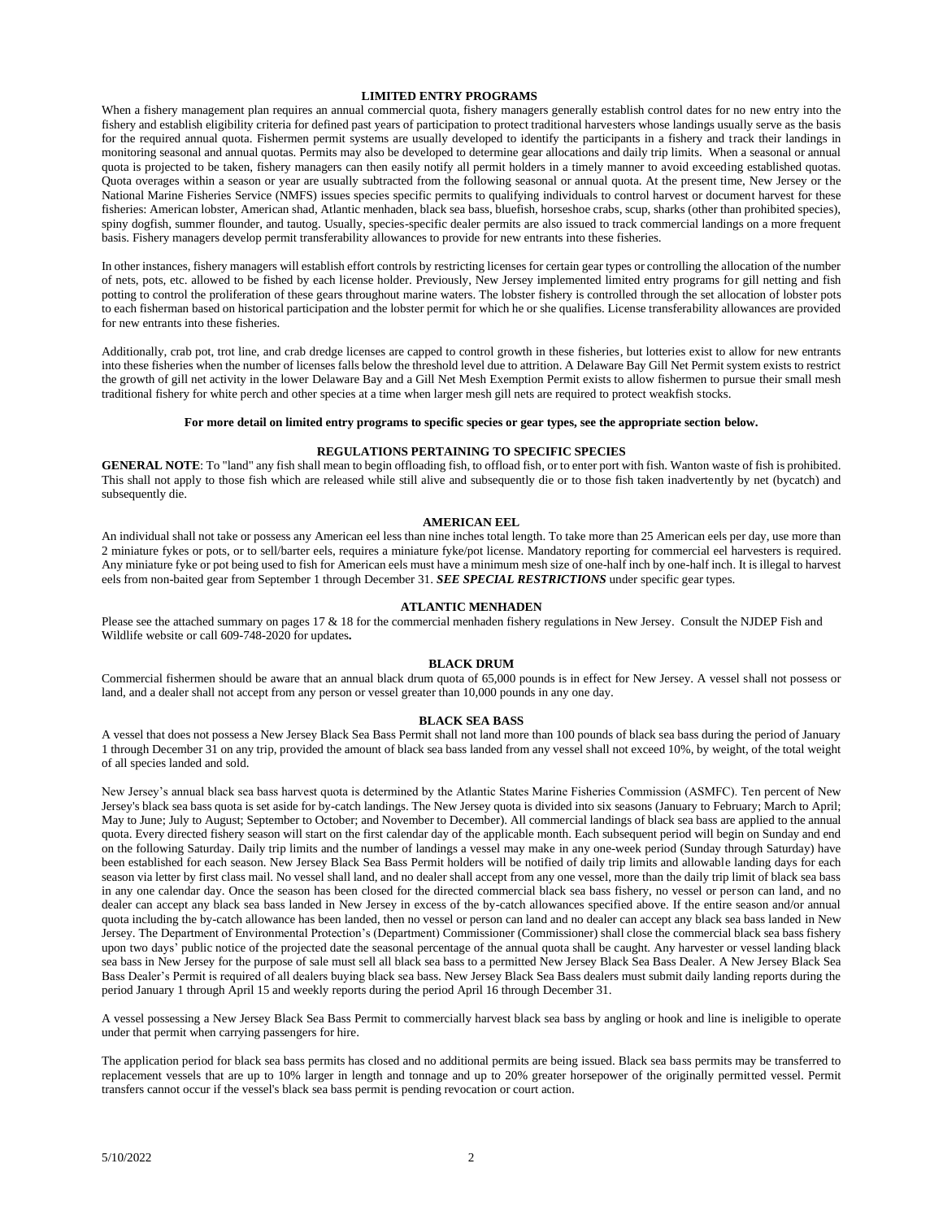## LIMITED ENTRY PROGRAMS

When a fishery management plan requires an annual commercial quota, fishery managers generally establish control dates for no new entry into the fishery and establish eligibility criteria for defined past years of participation to protect traditional harvesters whose landings usually serve as the basis for the required annual quota. Fishermen permit systems are usually developed to identify the participants in a fishery and track their landings in monitoring seasonal and annual quotas. Permits may also be developed to determine gear allocations and daily trip limits. When a seasonal or annual quota is projected to be taken, fishery managers can then easily notify all permit holders in a timely manner to avoid exceeding established quotas. Quota overages within a season or year are usually subtracted from the following seasonal or annual quota. At the present time, New Jersey or the National Marine Fisheries Service (NMFS) issues species specific permits to qualifying individuals to control harvest or document harvest for these fisheries: American lobster, American shad, Atlantic menhaden, black sea bass, bluefish, horseshoe crabs, scup, sharks (other than prohibited species), spiny dogfish, summer flounder, and tautog. Usually, species-specific dealer permits are also issued to track commercial landings on a more frequent basis. Fishery managers develop permit transferability allowances to provide for new entrants into these fisheries.

In other instances, fishery managers will establish effort controls by restricting licenses for certain gear types or controlling the allocation of the number of nets, pots, etc. allowed to be fished by each license holder. Previously, New Jersey implemented limited entry programs for gill netting and fish potting to control the proliferation of these gears throughout marine waters. The lobster fishery is controlled through the set allocation of lobster pots to each fisherman based on historical participation and the lobster permit for which he or she qualifies. License transferability allowances are provided for new entrants into these fisheries.

Additionally, crab pot, trot line, and crab dredge licenses are capped to control growth in these fisheries, but lotteries exist to allow for new entrants into these fisheries when the number of licenses falls below the threshold level due to attrition. A Delaware Bay Gill Net Permit system exists to restrict the growth of gill net activity in the lower Delaware Bay and a Gill Net Mesh Exemption Permit exists to allow fishermen to pursue their small mesh traditional fishery for white perch and other species at a time when larger mesh gill nets are required to protect weakfish stocks.

**For more detail on limited entry programs to specific species or gear types, see the appropriate section below.**

## REGULATIONS PERTAINING TO SPECIFIC SPECIES

**GENERAL NOTE**: To "land" any fish shall mean to begin offloading fish, to offload fish, or to enter port with fish. Wanton waste of fish is prohibited. This shall not apply to those fish which are released while still alive and subsequently die or to those fish taken inadvertently by net (bycatch) and subsequently die.

### AMERICAN EEL

An individual shall not take or possess any American eel less than nine inches total length. To take more than 25 American eels per day, use more than 2 miniature fykes or pots, or to sell/barter eels, requires a miniature fyke/pot license. Mandatory reporting for commercial eel harvesters is required. Any miniature fyke or pot being used to fish for American eels must have a minimum mesh size of one-half inch by one-half inch. It is illegal to harvest eels from non-baited gear from September 1 through December 31. ***SEE SPECIAL RESTRICTIONS*** under specific gear types.

### ATLANTIC MENHADEN

Please see the attached summary on pages 17 & 18 for the commercial menhaden fishery regulations in New Jersey. Consult the NJDEP Fish and Wildlife website or call 609-748-2020 for updates**.**

### BLACK DRUM

Commercial fishermen should be aware that an annual black drum quota of 65,000 pounds is in effect for New Jersey. A vessel shall not possess or land, and a dealer shall not accept from any person or vessel greater than 10,000 pounds in any one day.

### BLACK SEA BASS

A vessel that does not possess a New Jersey Black Sea Bass Permit shall not land more than 100 pounds of black sea bass during the period of January 1 through December 31 on any trip, provided the amount of black sea bass landed from any vessel shall not exceed 10%, by weight, of the total weight of all species landed and sold.

New Jersey's annual black sea bass harvest quota is determined by the Atlantic States Marine Fisheries Commission (ASMFC). Ten percent of New Jersey's black sea bass quota is set aside for by-catch landings. The New Jersey quota is divided into six seasons (January to February; March to April; May to June; July to August; September to October; and November to December). All commercial landings of black sea bass are applied to the annual quota. Every directed fishery season will start on the first calendar day of the applicable month. Each subsequent period will begin on Sunday and end on the following Saturday. Daily trip limits and the number of landings a vessel may make in any one-week period (Sunday through Saturday) have been established for each season. New Jersey Black Sea Bass Permit holders will be notified of daily trip limits and allowable landing days for each season via letter by first class mail. No vessel shall land, and no dealer shall accept from any one vessel, more than the daily trip limit of black sea bass in any one calendar day. Once the season has been closed for the directed commercial black sea bass fishery, no vessel or person can land, and no dealer can accept any black sea bass landed in New Jersey in excess of the by-catch allowances specified above. If the entire season and/or annual quota including the by-catch allowance has been landed, then no vessel or person can land and no dealer can accept any black sea bass landed in New Jersey. The Department of Environmental Protection's (Department) Commissioner (Commissioner) shall close the commercial black sea bass fishery upon two days' public notice of the projected date the seasonal percentage of the annual quota shall be caught. Any harvester or vessel landing black sea bass in New Jersey for the purpose of sale must sell all black sea bass to a permitted New Jersey Black Sea Bass Dealer. A New Jersey Black Sea Bass Dealer's Permit is required of all dealers buying black sea bass. New Jersey Black Sea Bass dealers must submit daily landing reports during the period January 1 through April 15 and weekly reports during the period April 16 through December 31.

A vessel possessing a New Jersey Black Sea Bass Permit to commercially harvest black sea bass by angling or hook and line is ineligible to operate under that permit when carrying passengers for hire.

The application period for black sea bass permits has closed and no additional permits are being issued. Black sea bass permits may be transferred to replacement vessels that are up to 10% larger in length and tonnage and up to 20% greater horsepower of the originally permitted vessel. Permit transfers cannot occur if the vessel's black sea bass permit is pending revocation or court action.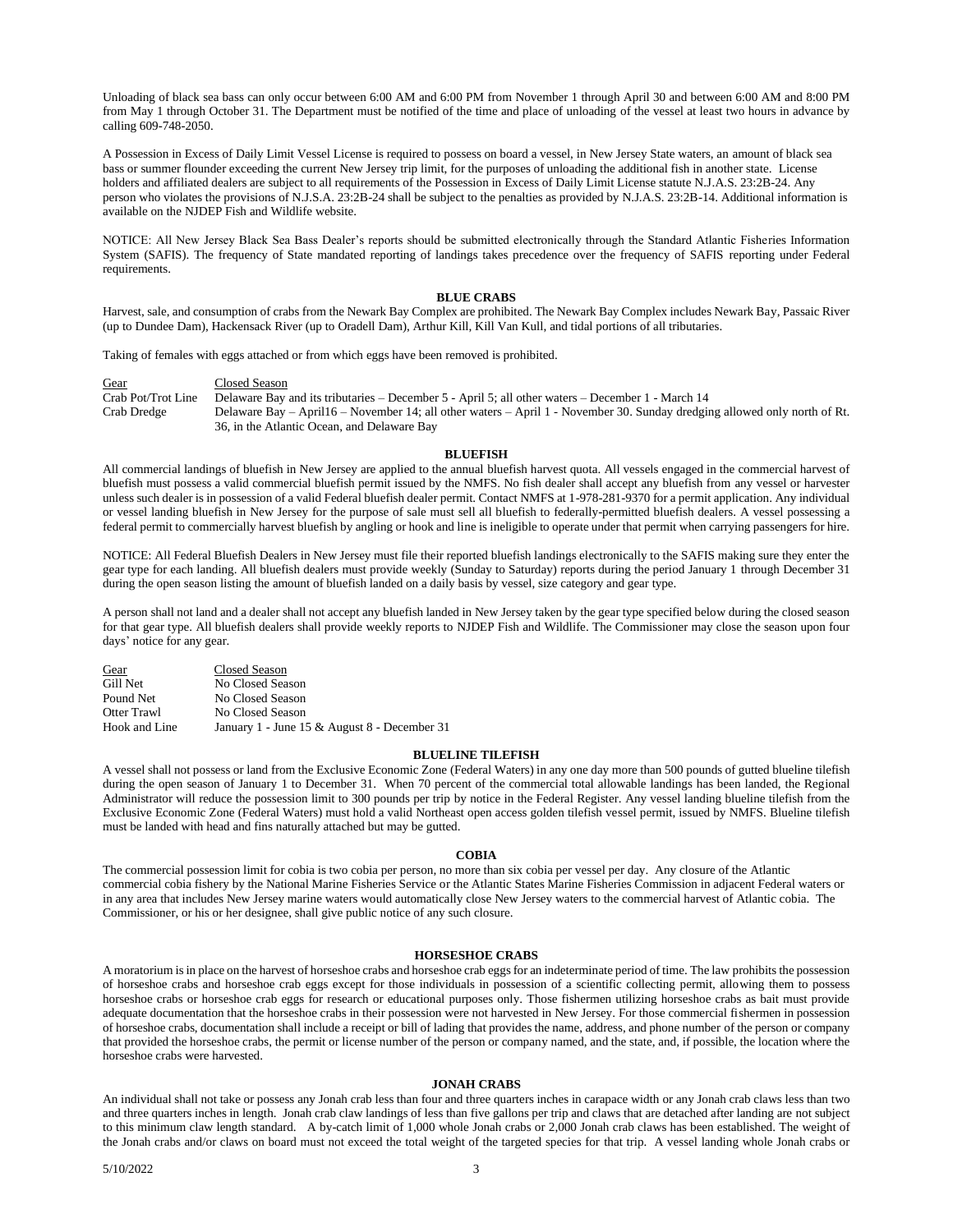Unloading of black sea bass can only occur between 6:00 AM and 6:00 PM from November 1 through April 30 and between 6:00 AM and 8:00 PM from May 1 through October 31. The Department must be notified of the time and place of unloading of the vessel at least two hours in advance by calling 609-748-2050.

A Possession in Excess of Daily Limit Vessel License is required to possess on board a vessel, in New Jersey State waters, an amount of black sea bass or summer flounder exceeding the current New Jersey trip limit, for the purposes of unloading the additional fish in another state. License holders and affiliated dealers are subject to all requirements of the Possession in Excess of Daily Limit License statute N.J.A.S. 23:2B-24. Any person who violates the provisions of N.J.S.A. 23:2B-24 shall be subject to the penalties as provided by N.J.A.S. 23:2B-14. Additional information is available on the NJDEP Fish and Wildlife website.

NOTICE: All New Jersey Black Sea Bass Dealer's reports should be submitted electronically through the Standard Atlantic Fisheries Information System (SAFIS). The frequency of State mandated reporting of landings takes precedence over the frequency of SAFIS reporting under Federal requirements.

## BLUE CRABS

Harvest, sale, and consumption of crabs from the Newark Bay Complex are prohibited. The Newark Bay Complex includes Newark Bay, Passaic River (up to Dundee Dam), Hackensack River (up to Oradell Dam), Arthur Kill, Kill Van Kull, and tidal portions of all tributaries.

Taking of females with eggs attached or from which eggs have been removed is prohibited.

| Gear | Closed Season |
|---|---|
| Crab Pot/Trot Line | Delaware Bay and its tributaries – December 5 - April 5; all other waters – December 1 - March 14 |
| Crab Dredge | Delaware Bay – April16 – November 14; all other waters – April 1 - November 30. Sunday dredging allowed only north of Rt. 36, in the Atlantic Ocean, and Delaware Bay |

## BLUEFISH

All commercial landings of bluefish in New Jersey are applied to the annual bluefish harvest quota. All vessels engaged in the commercial harvest of bluefish must possess a valid commercial bluefish permit issued by the NMFS. No fish dealer shall accept any bluefish from any vessel or harvester unless such dealer is in possession of a valid Federal bluefish dealer permit. Contact NMFS at 1-978-281-9370 for a permit application. Any individual or vessel landing bluefish in New Jersey for the purpose of sale must sell all bluefish to federally-permitted bluefish dealers. A vessel possessing a federal permit to commercially harvest bluefish by angling or hook and line is ineligible to operate under that permit when carrying passengers for hire.

NOTICE: All Federal Bluefish Dealers in New Jersey must file their reported bluefish landings electronically to the SAFIS making sure they enter the gear type for each landing. All bluefish dealers must provide weekly (Sunday to Saturday) reports during the period January 1 through December 31 during the open season listing the amount of bluefish landed on a daily basis by vessel, size category and gear type.

A person shall not land and a dealer shall not accept any bluefish landed in New Jersey taken by the gear type specified below during the closed season for that gear type. All bluefish dealers shall provide weekly reports to NJDEP Fish and Wildlife. The Commissioner may close the season upon four days' notice for any gear.

| Gear | Closed Season |
|---|---|
| Gill Net | No Closed Season |
| Pound Net | No Closed Season |
| Otter Trawl | No Closed Season |
| Hook and Line | January 1 - June 15 & August 8 - December 31 |

## BLUELINE TILEFISH

A vessel shall not possess or land from the Exclusive Economic Zone (Federal Waters) in any one day more than 500 pounds of gutted blueline tilefish during the open season of January 1 to December 31. When 70 percent of the commercial total allowable landings has been landed, the Regional Administrator will reduce the possession limit to 300 pounds per trip by notice in the Federal Register. Any vessel landing blueline tilefish from the Exclusive Economic Zone (Federal Waters) must hold a valid Northeast open access golden tilefish vessel permit, issued by NMFS. Blueline tilefish must be landed with head and fins naturally attached but may be gutted.

## COBIA

The commercial possession limit for cobia is two cobia per person, no more than six cobia per vessel per day. Any closure of the Atlantic commercial cobia fishery by the National Marine Fisheries Service or the Atlantic States Marine Fisheries Commission in adjacent Federal waters or in any area that includes New Jersey marine waters would automatically close New Jersey waters to the commercial harvest of Atlantic cobia. The Commissioner, or his or her designee, shall give public notice of any such closure.

## HORSESHOE CRABS

A moratorium is in place on the harvest of horseshoe crabs and horseshoe crab eggs for an indeterminate period of time. The law prohibits the possession of horseshoe crabs and horseshoe crab eggs except for those individuals in possession of a scientific collecting permit, allowing them to possess horseshoe crabs or horseshoe crab eggs for research or educational purposes only. Those fishermen utilizing horseshoe crabs as bait must provide adequate documentation that the horseshoe crabs in their possession were not harvested in New Jersey. For those commercial fishermen in possession of horseshoe crabs, documentation shall include a receipt or bill of lading that provides the name, address, and phone number of the person or company that provided the horseshoe crabs, the permit or license number of the person or company named, and the state, and, if possible, the location where the horseshoe crabs were harvested.

## JONAH CRABS

An individual shall not take or possess any Jonah crab less than four and three quarters inches in carapace width or any Jonah crab claws less than two and three quarters inches in length. Jonah crab claw landings of less than five gallons per trip and claws that are detached after landing are not subject to this minimum claw length standard. A by-catch limit of 1,000 whole Jonah crabs or 2,000 Jonah crab claws has been established. The weight of the Jonah crabs and/or claws on board must not exceed the total weight of the targeted species for that trip. A vessel landing whole Jonah crabs or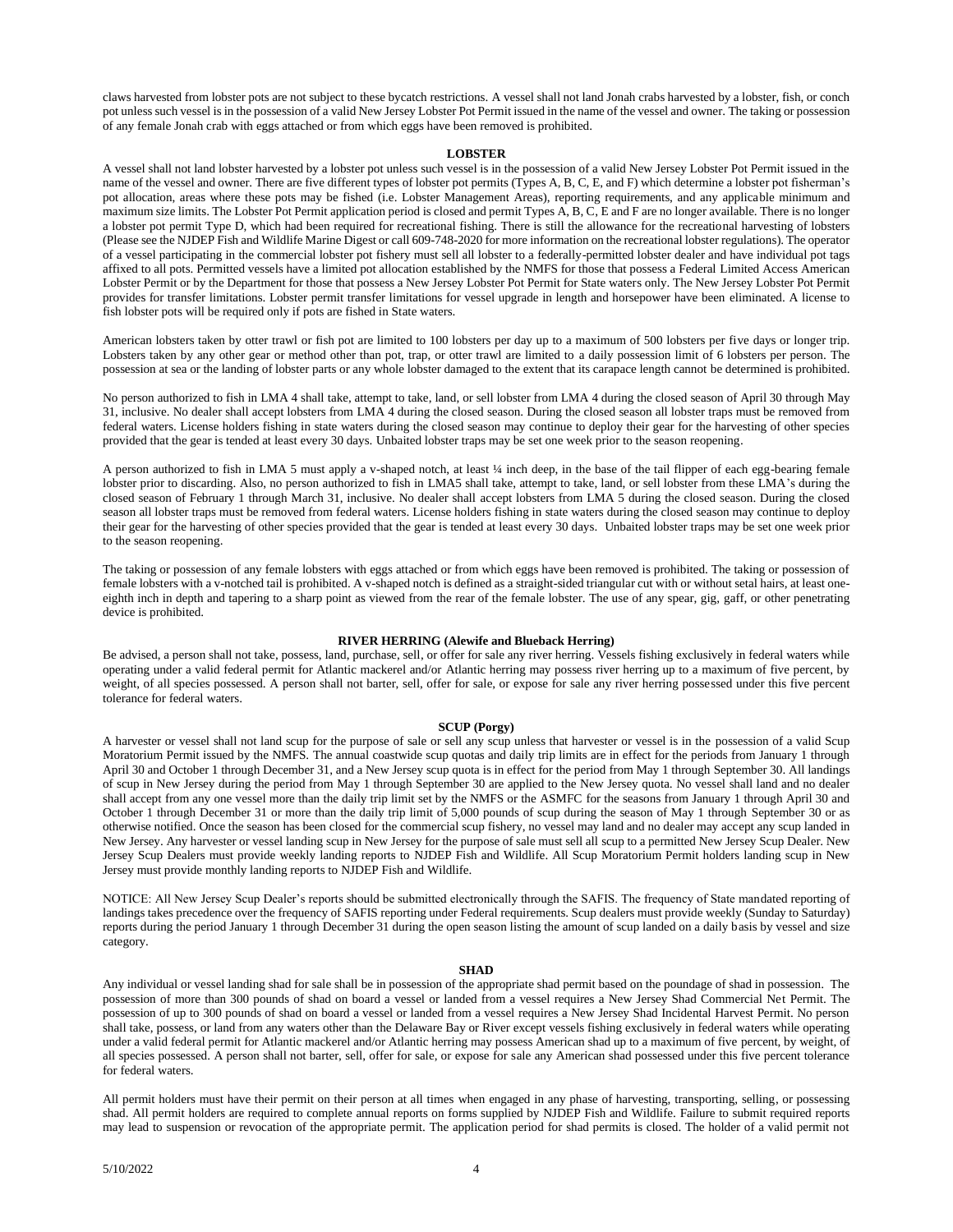claws harvested from lobster pots are not subject to these bycatch restrictions. A vessel shall not land Jonah crabs harvested by a lobster, fish, or conch pot unless such vessel is in the possession of a valid New Jersey Lobster Pot Permit issued in the name of the vessel and owner. The taking or possession of any female Jonah crab with eggs attached or from which eggs have been removed is prohibited.

## LOBSTER

A vessel shall not land lobster harvested by a lobster pot unless such vessel is in the possession of a valid New Jersey Lobster Pot Permit issued in the name of the vessel and owner. There are five different types of lobster pot permits (Types A, B, C, E, and F) which determine a lobster pot fisherman's pot allocation, areas where these pots may be fished (i.e. Lobster Management Areas), reporting requirements, and any applicable minimum and maximum size limits. The Lobster Pot Permit application period is closed and permit Types A, B, C, E and F are no longer available. There is no longer a lobster pot permit Type D, which had been required for recreational fishing. There is still the allowance for the recreational harvesting of lobsters (Please see the NJDEP Fish and Wildlife Marine Digest or call 609-748-2020 for more information on the recreational lobster regulations). The operator of a vessel participating in the commercial lobster pot fishery must sell all lobster to a federally-permitted lobster dealer and have individual pot tags affixed to all pots. Permitted vessels have a limited pot allocation established by the NMFS for those that possess a Federal Limited Access American Lobster Permit or by the Department for those that possess a New Jersey Lobster Pot Permit for State waters only. The New Jersey Lobster Pot Permit provides for transfer limitations. Lobster permit transfer limitations for vessel upgrade in length and horsepower have been eliminated. A license to fish lobster pots will be required only if pots are fished in State waters.

American lobsters taken by otter trawl or fish pot are limited to 100 lobsters per day up to a maximum of 500 lobsters per five days or longer trip. Lobsters taken by any other gear or method other than pot, trap, or otter trawl are limited to a daily possession limit of 6 lobsters per person. The possession at sea or the landing of lobster parts or any whole lobster damaged to the extent that its carapace length cannot be determined is prohibited.

No person authorized to fish in LMA 4 shall take, attempt to take, land, or sell lobster from LMA 4 during the closed season of April 30 through May 31, inclusive. No dealer shall accept lobsters from LMA 4 during the closed season. During the closed season all lobster traps must be removed from federal waters. License holders fishing in state waters during the closed season may continue to deploy their gear for the harvesting of other species provided that the gear is tended at least every 30 days. Unbaited lobster traps may be set one week prior to the season reopening.

A person authorized to fish in LMA 5 must apply a v-shaped notch, at least ¼ inch deep, in the base of the tail flipper of each egg-bearing female lobster prior to discarding. Also, no person authorized to fish in LMA5 shall take, attempt to take, land, or sell lobster from these LMA's during the closed season of February 1 through March 31, inclusive. No dealer shall accept lobsters from LMA 5 during the closed season. During the closed season all lobster traps must be removed from federal waters. License holders fishing in state waters during the closed season may continue to deploy their gear for the harvesting of other species provided that the gear is tended at least every 30 days. Unbaited lobster traps may be set one week prior to the season reopening.

The taking or possession of any female lobsters with eggs attached or from which eggs have been removed is prohibited. The taking or possession of female lobsters with a v-notched tail is prohibited. A v-shaped notch is defined as a straight-sided triangular cut with or without setal hairs, at least one-eighth inch in depth and tapering to a sharp point as viewed from the rear of the female lobster. The use of any spear, gig, gaff, or other penetrating device is prohibited.

## RIVER HERRING (Alewife and Blueback Herring)

Be advised, a person shall not take, possess, land, purchase, sell, or offer for sale any river herring. Vessels fishing exclusively in federal waters while operating under a valid federal permit for Atlantic mackerel and/or Atlantic herring may possess river herring up to a maximum of five percent, by weight, of all species possessed. A person shall not barter, sell, offer for sale, or expose for sale any river herring possessed under this five percent tolerance for federal waters.

## SCUP (Porgy)

A harvester or vessel shall not land scup for the purpose of sale or sell any scup unless that harvester or vessel is in the possession of a valid Scup Moratorium Permit issued by the NMFS. The annual coastwide scup quotas and daily trip limits are in effect for the periods from January 1 through April 30 and October 1 through December 31, and a New Jersey scup quota is in effect for the period from May 1 through September 30. All landings of scup in New Jersey during the period from May 1 through September 30 are applied to the New Jersey quota. No vessel shall land and no dealer shall accept from any one vessel more than the daily trip limit set by the NMFS or the ASMFC for the seasons from January 1 through April 30 and October 1 through December 31 or more than the daily trip limit of 5,000 pounds of scup during the season of May 1 through September 30 or as otherwise notified. Once the season has been closed for the commercial scup fishery, no vessel may land and no dealer may accept any scup landed in New Jersey. Any harvester or vessel landing scup in New Jersey for the purpose of sale must sell all scup to a permitted New Jersey Scup Dealer. New Jersey Scup Dealers must provide weekly landing reports to NJDEP Fish and Wildlife. All Scup Moratorium Permit holders landing scup in New Jersey must provide monthly landing reports to NJDEP Fish and Wildlife.

NOTICE: All New Jersey Scup Dealer's reports should be submitted electronically through the SAFIS. The frequency of State mandated reporting of landings takes precedence over the frequency of SAFIS reporting under Federal requirements. Scup dealers must provide weekly (Sunday to Saturday) reports during the period January 1 through December 31 during the open season listing the amount of scup landed on a daily basis by vessel and size category.

## SHAD

Any individual or vessel landing shad for sale shall be in possession of the appropriate shad permit based on the poundage of shad in possession. The possession of more than 300 pounds of shad on board a vessel or landed from a vessel requires a New Jersey Shad Commercial Net Permit. The possession of up to 300 pounds of shad on board a vessel or landed from a vessel requires a New Jersey Shad Incidental Harvest Permit. No person shall take, possess, or land from any waters other than the Delaware Bay or River except vessels fishing exclusively in federal waters while operating under a valid federal permit for Atlantic mackerel and/or Atlantic herring may possess American shad up to a maximum of five percent, by weight, of all species possessed. A person shall not barter, sell, offer for sale, or expose for sale any American shad possessed under this five percent tolerance for federal waters.

All permit holders must have their permit on their person at all times when engaged in any phase of harvesting, transporting, selling, or possessing shad. All permit holders are required to complete annual reports on forms supplied by NJDEP Fish and Wildlife. Failure to submit required reports may lead to suspension or revocation of the appropriate permit. The application period for shad permits is closed. The holder of a valid permit not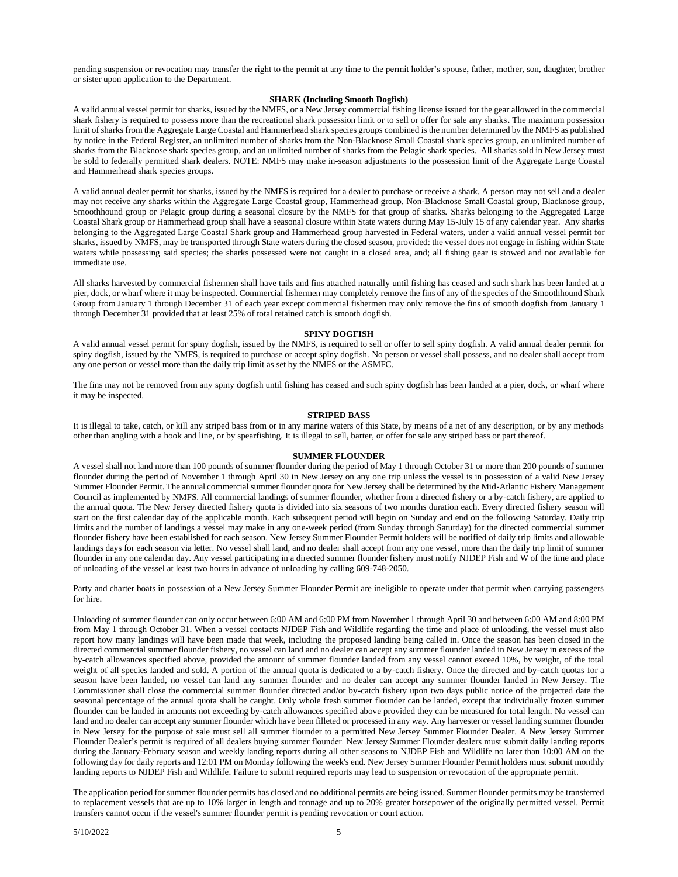pending suspension or revocation may transfer the right to the permit at any time to the permit holder's spouse, father, mother, son, daughter, brother or sister upon application to the Department.

## SHARK (Including Smooth Dogfish)

A valid annual vessel permit for sharks, issued by the NMFS, or a New Jersey commercial fishing license issued for the gear allowed in the commercial shark fishery is required to possess more than the recreational shark possession limit or to sell or offer for sale any sharks**.** The maximum possession limit of sharks from the Aggregate Large Coastal and Hammerhead shark species groups combined is the number determined by the NMFS as published by notice in the Federal Register, an unlimited number of sharks from the Non-Blacknose Small Coastal shark species group, an unlimited number of sharks from the Blacknose shark species group, and an unlimited number of sharks from the Pelagic shark species. All sharks sold in New Jersey must be sold to federally permitted shark dealers. NOTE: NMFS may make in-season adjustments to the possession limit of the Aggregate Large Coastal and Hammerhead shark species groups.

A valid annual dealer permit for sharks, issued by the NMFS is required for a dealer to purchase or receive a shark. A person may not sell and a dealer may not receive any sharks within the Aggregate Large Coastal group, Hammerhead group, Non-Blacknose Small Coastal group, Blacknose group, Smoothhound group or Pelagic group during a seasonal closure by the NMFS for that group of sharks. Sharks belonging to the Aggregated Large Coastal Shark group or Hammerhead group shall have a seasonal closure within State waters during May 15-July 15 of any calendar year. Any sharks belonging to the Aggregated Large Coastal Shark group and Hammerhead group harvested in Federal waters, under a valid annual vessel permit for sharks, issued by NMFS, may be transported through State waters during the closed season, provided: the vessel does not engage in fishing within State waters while possessing said species; the sharks possessed were not caught in a closed area, and; all fishing gear is stowed and not available for immediate use.

All sharks harvested by commercial fishermen shall have tails and fins attached naturally until fishing has ceased and such shark has been landed at a pier, dock, or wharf where it may be inspected. Commercial fishermen may completely remove the fins of any of the species of the Smoothhound Shark Group from January 1 through December 31 of each year except commercial fishermen may only remove the fins of smooth dogfish from January 1 through December 31 provided that at least 25% of total retained catch is smooth dogfish.

## SPINY DOGFISH

A valid annual vessel permit for spiny dogfish, issued by the NMFS, is required to sell or offer to sell spiny dogfish. A valid annual dealer permit for spiny dogfish, issued by the NMFS, is required to purchase or accept spiny dogfish. No person or vessel shall possess, and no dealer shall accept from any one person or vessel more than the daily trip limit as set by the NMFS or the ASMFC.

The fins may not be removed from any spiny dogfish until fishing has ceased and such spiny dogfish has been landed at a pier, dock, or wharf where it may be inspected.

## STRIPED BASS

It is illegal to take, catch, or kill any striped bass from or in any marine waters of this State, by means of a net of any description, or by any methods other than angling with a hook and line, or by spearfishing. It is illegal to sell, barter, or offer for sale any striped bass or part thereof.

## SUMMER FLOUNDER

A vessel shall not land more than 100 pounds of summer flounder during the period of May 1 through October 31 or more than 200 pounds of summer flounder during the period of November 1 through April 30 in New Jersey on any one trip unless the vessel is in possession of a valid New Jersey Summer Flounder Permit. The annual commercial summer flounder quota for New Jersey shall be determined by the Mid-Atlantic Fishery Management Council as implemented by NMFS. All commercial landings of summer flounder, whether from a directed fishery or a by-catch fishery, are applied to the annual quota. The New Jersey directed fishery quota is divided into six seasons of two months duration each. Every directed fishery season will start on the first calendar day of the applicable month. Each subsequent period will begin on Sunday and end on the following Saturday. Daily trip limits and the number of landings a vessel may make in any one-week period (from Sunday through Saturday) for the directed commercial summer flounder fishery have been established for each season. New Jersey Summer Flounder Permit holders will be notified of daily trip limits and allowable landings days for each season via letter. No vessel shall land, and no dealer shall accept from any one vessel, more than the daily trip limit of summer flounder in any one calendar day. Any vessel participating in a directed summer flounder fishery must notify NJDEP Fish and W of the time and place of unloading of the vessel at least two hours in advance of unloading by calling 609-748-2050.

Party and charter boats in possession of a New Jersey Summer Flounder Permit are ineligible to operate under that permit when carrying passengers for hire.

Unloading of summer flounder can only occur between 6:00 AM and 6:00 PM from November 1 through April 30 and between 6:00 AM and 8:00 PM from May 1 through October 31. When a vessel contacts NJDEP Fish and Wildlife regarding the time and place of unloading, the vessel must also report how many landings will have been made that week, including the proposed landing being called in. Once the season has been closed in the directed commercial summer flounder fishery, no vessel can land and no dealer can accept any summer flounder landed in New Jersey in excess of the by-catch allowances specified above, provided the amount of summer flounder landed from any vessel cannot exceed 10%, by weight, of the total weight of all species landed and sold. A portion of the annual quota is dedicated to a by-catch fishery. Once the directed and by-catch quotas for a season have been landed, no vessel can land any summer flounder and no dealer can accept any summer flounder landed in New Jersey. The Commissioner shall close the commercial summer flounder directed and/or by-catch fishery upon two days public notice of the projected date the seasonal percentage of the annual quota shall be caught. Only whole fresh summer flounder can be landed, except that individually frozen summer flounder can be landed in amounts not exceeding by-catch allowances specified above provided they can be measured for total length. No vessel can land and no dealer can accept any summer flounder which have been filleted or processed in any way. Any harvester or vessel landing summer flounder in New Jersey for the purpose of sale must sell all summer flounder to a permitted New Jersey Summer Flounder Dealer. A New Jersey Summer Flounder Dealer's permit is required of all dealers buying summer flounder. New Jersey Summer Flounder dealers must submit daily landing reports during the January-February season and weekly landing reports during all other seasons to NJDEP Fish and Wildlife no later than 10:00 AM on the following day for daily reports and 12:01 PM on Monday following the week's end. New Jersey Summer Flounder Permit holders must submit monthly landing reports to NJDEP Fish and Wildlife. Failure to submit required reports may lead to suspension or revocation of the appropriate permit.

The application period for summer flounder permits has closed and no additional permits are being issued. Summer flounder permits may be transferred to replacement vessels that are up to 10% larger in length and tonnage and up to 20% greater horsepower of the originally permitted vessel. Permit transfers cannot occur if the vessel's summer flounder permit is pending revocation or court action.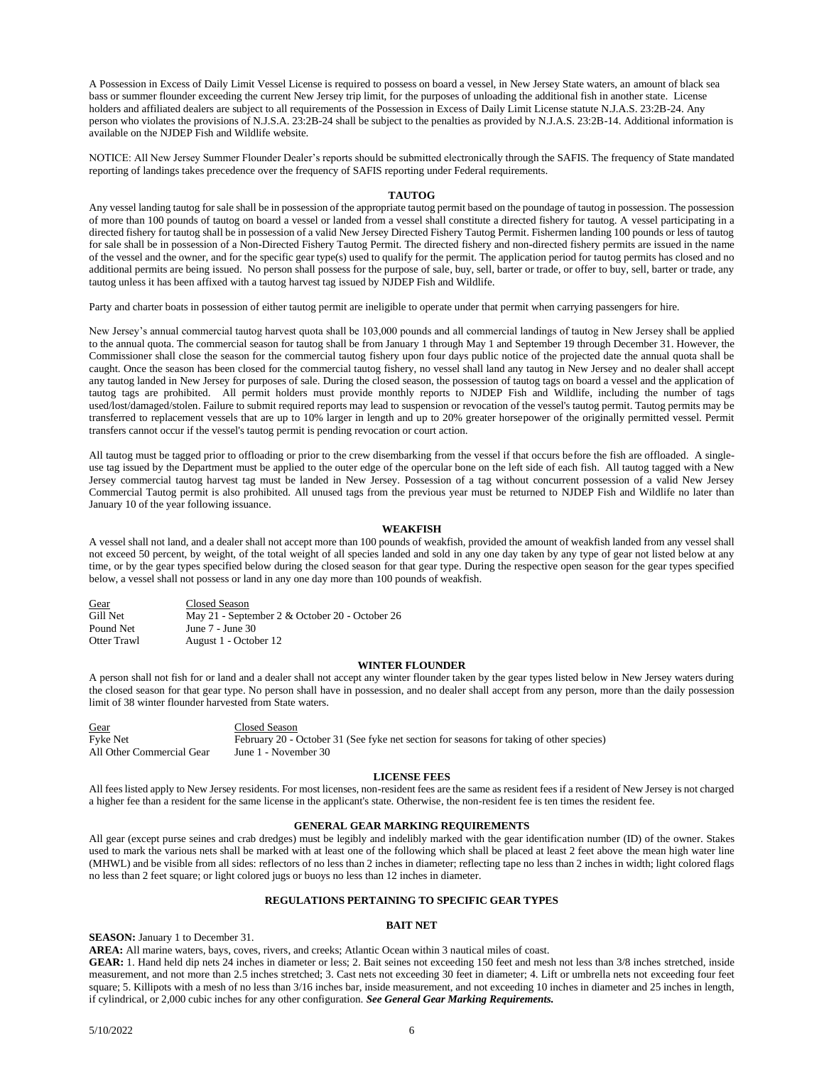A Possession in Excess of Daily Limit Vessel License is required to possess on board a vessel, in New Jersey State waters, an amount of black sea bass or summer flounder exceeding the current New Jersey trip limit, for the purposes of unloading the additional fish in another state. License holders and affiliated dealers are subject to all requirements of the Possession in Excess of Daily Limit License statute N.J.A.S. 23:2B-24. Any person who violates the provisions of N.J.S.A. 23:2B-24 shall be subject to the penalties as provided by N.J.A.S. 23:2B-14. Additional information is available on the NJDEP Fish and Wildlife website.

NOTICE: All New Jersey Summer Flounder Dealer's reports should be submitted electronically through the SAFIS. The frequency of State mandated reporting of landings takes precedence over the frequency of SAFIS reporting under Federal requirements.

## TAUTOG

Any vessel landing tautog for sale shall be in possession of the appropriate tautog permit based on the poundage of tautog in possession. The possession of more than 100 pounds of tautog on board a vessel or landed from a vessel shall constitute a directed fishery for tautog. A vessel participating in a directed fishery for tautog shall be in possession of a valid New Jersey Directed Fishery Tautog Permit. Fishermen landing 100 pounds or less of tautog for sale shall be in possession of a Non-Directed Fishery Tautog Permit. The directed fishery and non-directed fishery permits are issued in the name of the vessel and the owner, and for the specific gear type(s) used to qualify for the permit. The application period for tautog permits has closed and no additional permits are being issued. No person shall possess for the purpose of sale, buy, sell, barter or trade, or offer to buy, sell, barter or trade, any tautog unless it has been affixed with a tautog harvest tag issued by NJDEP Fish and Wildlife.

Party and charter boats in possession of either tautog permit are ineligible to operate under that permit when carrying passengers for hire.

New Jersey's annual commercial tautog harvest quota shall be 103,000 pounds and all commercial landings of tautog in New Jersey shall be applied to the annual quota. The commercial season for tautog shall be from January 1 through May 1 and September 19 through December 31. However, the Commissioner shall close the season for the commercial tautog fishery upon four days public notice of the projected date the annual quota shall be caught. Once the season has been closed for the commercial tautog fishery, no vessel shall land any tautog in New Jersey and no dealer shall accept any tautog landed in New Jersey for purposes of sale. During the closed season, the possession of tautog tags on board a vessel and the application of tautog tags are prohibited. All permit holders must provide monthly reports to NJDEP Fish and Wildlife, including the number of tags used/lost/damaged/stolen. Failure to submit required reports may lead to suspension or revocation of the vessel's tautog permit. Tautog permits may be transferred to replacement vessels that are up to 10% larger in length and up to 20% greater horsepower of the originally permitted vessel. Permit transfers cannot occur if the vessel's tautog permit is pending revocation or court action.

All tautog must be tagged prior to offloading or prior to the crew disembarking from the vessel if that occurs before the fish are offloaded. A single-use tag issued by the Department must be applied to the outer edge of the opercular bone on the left side of each fish. All tautog tagged with a New Jersey commercial tautog harvest tag must be landed in New Jersey. Possession of a tag without concurrent possession of a valid New Jersey Commercial Tautog permit is also prohibited. All unused tags from the previous year must be returned to NJDEP Fish and Wildlife no later than January 10 of the year following issuance.

## WEAKFISH

A vessel shall not land, and a dealer shall not accept more than 100 pounds of weakfish, provided the amount of weakfish landed from any vessel shall not exceed 50 percent, by weight, of the total weight of all species landed and sold in any one day taken by any type of gear not listed below at any time, or by the gear types specified below during the closed season for that gear type. During the respective open season for the gear types specified below, a vessel shall not possess or land in any one day more than 100 pounds of weakfish.

| Gear | Closed Season |
|---|---|
| Gill Net | May 21 - September 2 & October 20 - October 26 |
| Pound Net | June 7 - June 30 |
| Otter Trawl | August 1 - October 12 |

## WINTER FLOUNDER

A person shall not fish for or land and a dealer shall not accept any winter flounder taken by the gear types listed below in New Jersey waters during the closed season for that gear type. No person shall have in possession, and no dealer shall accept from any person, more than the daily possession limit of 38 winter flounder harvested from State waters.

| Gear | Closed Season |
|---|---|
| Fyke Net | February 20 - October 31 (See fyke net section for seasons for taking of other species) |
| All Other Commercial Gear | June 1 - November 30 |

## LICENSE FEES

All fees listed apply to New Jersey residents. For most licenses, non-resident fees are the same as resident fees if a resident of New Jersey is not charged a higher fee than a resident for the same license in the applicant's state. Otherwise, the non-resident fee is ten times the resident fee.

## GENERAL GEAR MARKING REQUIREMENTS

All gear (except purse seines and crab dredges) must be legibly and indelibly marked with the gear identification number (ID) of the owner. Stakes used to mark the various nets shall be marked with at least one of the following which shall be placed at least 2 feet above the mean high water line (MHWL) and be visible from all sides: reflectors of no less than 2 inches in diameter; reflecting tape no less than 2 inches in width; light colored flags no less than 2 feet square; or light colored jugs or buoys no less than 12 inches in diameter.

## REGULATIONS PERTAINING TO SPECIFIC GEAR TYPES

### BAIT NET

**SEASON:** January 1 to December 31.

**AREA:** All marine waters, bays, coves, rivers, and creeks; Atlantic Ocean within 3 nautical miles of coast.

**GEAR:** 1. Hand held dip nets 24 inches in diameter or less; 2. Bait seines not exceeding 150 feet and mesh not less than 3/8 inches stretched, inside measurement, and not more than 2.5 inches stretched; 3. Cast nets not exceeding 30 feet in diameter; 4. Lift or umbrella nets not exceeding four feet square; 5. Killipots with a mesh of no less than 3/16 inches bar, inside measurement, and not exceeding 10 inches in diameter and 25 inches in length, if cylindrical, or 2,000 cubic inches for any other configuration. ***See General Gear Marking Requirements.***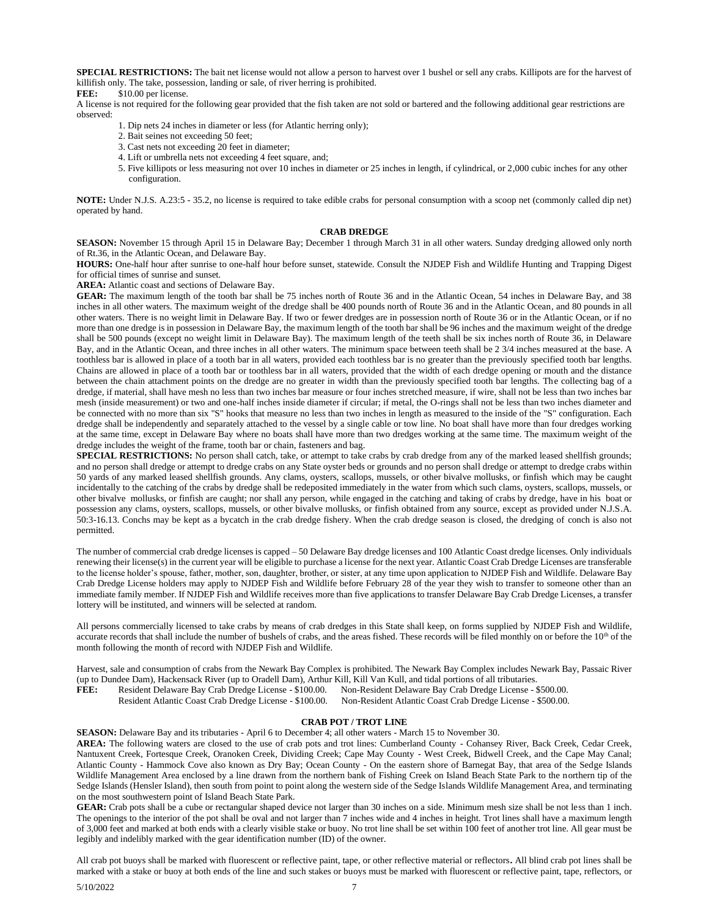**SPECIAL RESTRICTIONS:** The bait net license would not allow a person to harvest over 1 bushel or sell any crabs. Killipots are for the harvest of killifish only. The take, possession, landing or sale, of river herring is prohibited.

**FEE:** $10.00 per license.

A license is not required for the following gear provided that the fish taken are not sold or bartered and the following additional gear restrictions are observed:

1. Dip nets 24 inches in diameter or less (for Atlantic herring only);
2. Bait seines not exceeding 50 feet;
3. Cast nets not exceeding 20 feet in diameter;
4. Lift or umbrella nets not exceeding 4 feet square, and;
5. Five killipots or less measuring not over 10 inches in diameter or 25 inches in length, if cylindrical, or 2,000 cubic inches for any other configuration.

**NOTE:** Under N.J.S. A.23:5 - 35.2, no license is required to take edible crabs for personal consumption with a scoop net (commonly called dip net) operated by hand.

## CRAB DREDGE

**SEASON:** November 15 through April 15 in Delaware Bay; December 1 through March 31 in all other waters. Sunday dredging allowed only north of Rt.36, in the Atlantic Ocean, and Delaware Bay.

**HOURS:** One-half hour after sunrise to one-half hour before sunset, statewide. Consult the NJDEP Fish and Wildlife Hunting and Trapping Digest for official times of sunrise and sunset.

**AREA:** Atlantic coast and sections of Delaware Bay.

**GEAR:** The maximum length of the tooth bar shall be 75 inches north of Route 36 and in the Atlantic Ocean, 54 inches in Delaware Bay, and 38 inches in all other waters. The maximum weight of the dredge shall be 400 pounds north of Route 36 and in the Atlantic Ocean, and 80 pounds in all other waters. There is no weight limit in Delaware Bay. If two or fewer dredges are in possession north of Route 36 or in the Atlantic Ocean, or if no more than one dredge is in possession in Delaware Bay, the maximum length of the tooth bar shall be 96 inches and the maximum weight of the dredge shall be 500 pounds (except no weight limit in Delaware Bay). The maximum length of the teeth shall be six inches north of Route 36, in Delaware Bay, and in the Atlantic Ocean, and three inches in all other waters. The minimum space between teeth shall be 2 3/4 inches measured at the base. A toothless bar is allowed in place of a tooth bar in all waters, provided each toothless bar is no greater than the previously specified tooth bar lengths. Chains are allowed in place of a tooth bar or toothless bar in all waters, provided that the width of each dredge opening or mouth and the distance between the chain attachment points on the dredge are no greater in width than the previously specified tooth bar lengths. The collecting bag of a dredge, if material, shall have mesh no less than two inches bar measure or four inches stretched measure, if wire, shall not be less than two inches bar mesh (inside measurement) or two and one-half inches inside diameter if circular; if metal, the O-rings shall not be less than two inches diameter and be connected with no more than six "S" hooks that measure no less than two inches in length as measured to the inside of the "S" configuration. Each dredge shall be independently and separately attached to the vessel by a single cable or tow line. No boat shall have more than four dredges working at the same time, except in Delaware Bay where no boats shall have more than two dredges working at the same time. The maximum weight of the dredge includes the weight of the frame, tooth bar or chain, fasteners and bag.

**SPECIAL RESTRICTIONS:** No person shall catch, take, or attempt to take crabs by crab dredge from any of the marked leased shellfish grounds; and no person shall dredge or attempt to dredge crabs on any State oyster beds or grounds and no person shall dredge or attempt to dredge crabs within 50 yards of any marked leased shellfish grounds. Any clams, oysters, scallops, mussels, or other bivalve mollusks, or finfish which may be caught incidentally to the catching of the crabs by dredge shall be redeposited immediately in the water from which such clams, oysters, scallops, mussels, or other bivalve mollusks, or finfish are caught; nor shall any person, while engaged in the catching and taking of crabs by dredge, have in his boat or possession any clams, oysters, scallops, mussels, or other bivalve mollusks, or finfish obtained from any source, except as provided under N.J.S.A. 50:3-16.13. Conchs may be kept as a bycatch in the crab dredge fishery. When the crab dredge season is closed, the dredging of conch is also not permitted.

The number of commercial crab dredge licenses is capped – 50 Delaware Bay dredge licenses and 100 Atlantic Coast dredge licenses. Only individuals renewing their license(s) in the current year will be eligible to purchase a license for the next year. Atlantic Coast Crab Dredge Licenses are transferable to the license holder's spouse, father, mother, son, daughter, brother, or sister, at any time upon application to NJDEP Fish and Wildlife. Delaware Bay Crab Dredge License holders may apply to NJDEP Fish and Wildlife before February 28 of the year they wish to transfer to someone other than an immediate family member. If NJDEP Fish and Wildlife receives more than five applications to transfer Delaware Bay Crab Dredge Licenses, a transfer lottery will be instituted, and winners will be selected at random.

All persons commercially licensed to take crabs by means of crab dredges in this State shall keep, on forms supplied by NJDEP Fish and Wildlife, accurate records that shall include the number of bushels of crabs, and the areas fished. These records will be filed monthly on or before the 10th of the month following the month of record with NJDEP Fish and Wildlife.

Harvest, sale and consumption of crabs from the Newark Bay Complex is prohibited. The Newark Bay Complex includes Newark Bay, Passaic River (up to Dundee Dam), Hackensack River (up to Oradell Dam), Arthur Kill, Kill Van Kull, and tidal portions of all tributaries.

**FEE:**
Resident Delaware Bay Crab Dredge License - $100.00. Non-Resident Delaware Bay Crab Dredge License - $500.00.
Resident Atlantic Coast Crab Dredge License - $100.00. Non-Resident Atlantic Coast Crab Dredge License - $500.00.

## CRAB POT / TROT LINE

**SEASON:** Delaware Bay and its tributaries - April 6 to December 4; all other waters - March 15 to November 30.

**AREA:** The following waters are closed to the use of crab pots and trot lines: Cumberland County - Cohansey River, Back Creek, Cedar Creek, Nantuxent Creek, Fortesque Creek, Oranoken Creek, Dividing Creek; Cape May County - West Creek, Bidwell Creek, and the Cape May Canal; Atlantic County - Hammock Cove also known as Dry Bay; Ocean County - On the eastern shore of Barnegat Bay, that area of the Sedge Islands Wildlife Management Area enclosed by a line drawn from the northern bank of Fishing Creek on Island Beach State Park to the northern tip of the Sedge Islands (Hensler Island), then south from point to point along the western side of the Sedge Islands Wildlife Management Area, and terminating on the most southwestern point of Island Beach State Park.

**GEAR:** Crab pots shall be a cube or rectangular shaped device not larger than 30 inches on a side. Minimum mesh size shall be not less than 1 inch. The openings to the interior of the pot shall be oval and not larger than 7 inches wide and 4 inches in height. Trot lines shall have a maximum length of 3,000 feet and marked at both ends with a clearly visible stake or buoy. No trot line shall be set within 100 feet of another trot line. All gear must be legibly and indelibly marked with the gear identification number (ID) of the owner.

All crab pot buoys shall be marked with fluorescent or reflective paint, tape, or other reflective material or reflectors**.** All blind crab pot lines shall be marked with a stake or buoy at both ends of the line and such stakes or buoys must be marked with fluorescent or reflective paint, tape, reflectors, or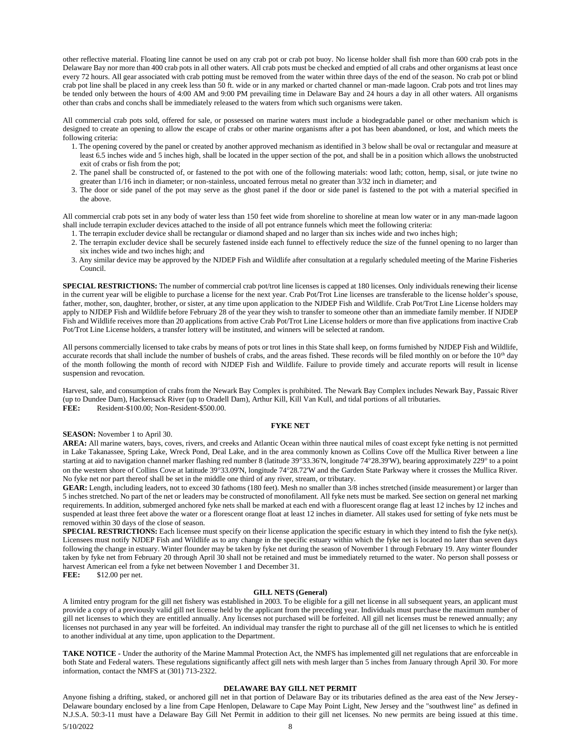other reflective material. Floating line cannot be used on any crab pot or crab pot buoy. No license holder shall fish more than 600 crab pots in the Delaware Bay nor more than 400 crab pots in all other waters. All crab pots must be checked and emptied of all crabs and other organisms at least once every 72 hours. All gear associated with crab potting must be removed from the water within three days of the end of the season. No crab pot or blind crab pot line shall be placed in any creek less than 50 ft. wide or in any marked or charted channel or man-made lagoon. Crab pots and trot lines may be tended only between the hours of 4:00 AM and 9:00 PM prevailing time in Delaware Bay and 24 hours a day in all other waters. All organisms other than crabs and conchs shall be immediately released to the waters from which such organisms were taken.

All commercial crab pots sold, offered for sale, or possessed on marine waters must include a biodegradable panel or other mechanism which is designed to create an opening to allow the escape of crabs or other marine organisms after a pot has been abandoned, or lost, and which meets the following criteria:

1. The opening covered by the panel or created by another approved mechanism as identified in 3 below shall be oval or rectangular and measure at least 6.5 inches wide and 5 inches high, shall be located in the upper section of the pot, and shall be in a position which allows the unobstructed exit of crabs or fish from the pot;
2. The panel shall be constructed of, or fastened to the pot with one of the following materials: wood lath; cotton, hemp, sisal, or jute twine no greater than 1/16 inch in diameter; or non-stainless, uncoated ferrous metal no greater than 3/32 inch in diameter; and
3. The door or side panel of the pot may serve as the ghost panel if the door or side panel is fastened to the pot with a material specified in the above.

All commercial crab pots set in any body of water less than 150 feet wide from shoreline to shoreline at mean low water or in any man-made lagoon shall include terrapin excluder devices attached to the inside of all pot entrance funnels which meet the following criteria:

1. The terrapin excluder device shall be rectangular or diamond shaped and no larger than six inches wide and two inches high;
2. The terrapin excluder device shall be securely fastened inside each funnel to effectively reduce the size of the funnel opening to no larger than six inches wide and two inches high; and
3. Any similar device may be approved by the NJDEP Fish and Wildlife after consultation at a regularly scheduled meeting of the Marine Fisheries Council.

**SPECIAL RESTRICTIONS:** The number of commercial crab pot/trot line licenses is capped at 180 licenses. Only individuals renewing their license in the current year will be eligible to purchase a license for the next year. Crab Pot/Trot Line licenses are transferable to the license holder's spouse, father, mother, son, daughter, brother, or sister, at any time upon application to the NJDEP Fish and Wildlife. Crab Pot/Trot Line License holders may apply to NJDEP Fish and Wildlife before February 28 of the year they wish to transfer to someone other than an immediate family member. If NJDEP Fish and Wildlife receives more than 20 applications from active Crab Pot/Trot Line License holders or more than five applications from inactive Crab Pot/Trot Line License holders, a transfer lottery will be instituted, and winners will be selected at random.

All persons commercially licensed to take crabs by means of pots or trot lines in this State shall keep, on forms furnished by NJDEP Fish and Wildlife, accurate records that shall include the number of bushels of crabs, and the areas fished. These records will be filed monthly on or before the 10th day of the month following the month of record with NJDEP Fish and Wildlife. Failure to provide timely and accurate reports will result in license suspension and revocation.

Harvest, sale, and consumption of crabs from the Newark Bay Complex is prohibited. The Newark Bay Complex includes Newark Bay, Passaic River (up to Dundee Dam), Hackensack River (up to Oradell Dam), Arthur Kill, Kill Van Kull, and tidal portions of all tributaries.
**FEE:** Resident-$100.00; Non-Resident-$500.00.

## FYKE NET

**SEASON:** November 1 to April 30.
**AREA:** All marine waters, bays, coves, rivers, and creeks and Atlantic Ocean within three nautical miles of coast except fyke netting is not permitted in Lake Takanassee, Spring Lake, Wreck Pond, Deal Lake, and in the area commonly known as Collins Cove off the Mullica River between a line starting at aid to navigation channel marker flashing red number 8 (latitude 39°33.36'N, longitude 74°28.39'W), bearing approximately 229° to a point on the western shore of Collins Cove at latitude 39°33.09'N, longitude 74°28.72'W and the Garden State Parkway where it crosses the Mullica River. No fyke net nor part thereof shall be set in the middle one third of any river, stream, or tributary.
**GEAR:** Length, including leaders, not to exceed 30 fathoms (180 feet). Mesh no smaller than 3/8 inches stretched (inside measurement) or larger than 5 inches stretched. No part of the net or leaders may be constructed of monofilament. All fyke nets must be marked. See section on general net marking requirements. In addition, submerged anchored fyke nets shall be marked at each end with a fluorescent orange flag at least 12 inches by 12 inches and suspended at least three feet above the water or a florescent orange float at least 12 inches in diameter. All stakes used for setting of fyke nets must be removed within 30 days of the close of season.
**SPECIAL RESTRICTIONS:** Each licensee must specify on their license application the specific estuary in which they intend to fish the fyke net(s). Licensees must notify NJDEP Fish and Wildlife as to any change in the specific estuary within which the fyke net is located no later than seven days following the change in estuary. Winter flounder may be taken by fyke net during the season of November 1 through February 19. Any winter flounder taken by fyke net from February 20 through April 30 shall not be retained and must be immediately returned to the water. No person shall possess or harvest American eel from a fyke net between November 1 and December 31.
**FEE:** $12.00 per net.

## GILL NETS (General)

A limited entry program for the gill net fishery was established in 2003. To be eligible for a gill net license in all subsequent years, an applicant must provide a copy of a previously valid gill net license held by the applicant from the preceding year. Individuals must purchase the maximum number of gill net licenses to which they are entitled annually. Any licenses not purchased will be forfeited. All gill net licenses must be renewed annually; any licenses not purchased in any year will be forfeited. An individual may transfer the right to purchase all of the gill net licenses to which he is entitled to another individual at any time, upon application to the Department.

**TAKE NOTICE -** Under the authority of the Marine Mammal Protection Act, the NMFS has implemented gill net regulations that are enforceable in both State and Federal waters. These regulations significantly affect gill nets with mesh larger than 5 inches from January through April 30. For more information, contact the NMFS at (301) 713-2322.

## DELAWARE BAY GILL NET PERMIT

Anyone fishing a drifting, staked, or anchored gill net in that portion of Delaware Bay or its tributaries defined as the area east of the New Jersey-Delaware boundary enclosed by a line from Cape Henlopen, Delaware to Cape May Point Light, New Jersey and the "southwest line" as defined in N.J.S.A. 50:3-11 must have a Delaware Bay Gill Net Permit in addition to their gill net licenses. No new permits are being issued at this time.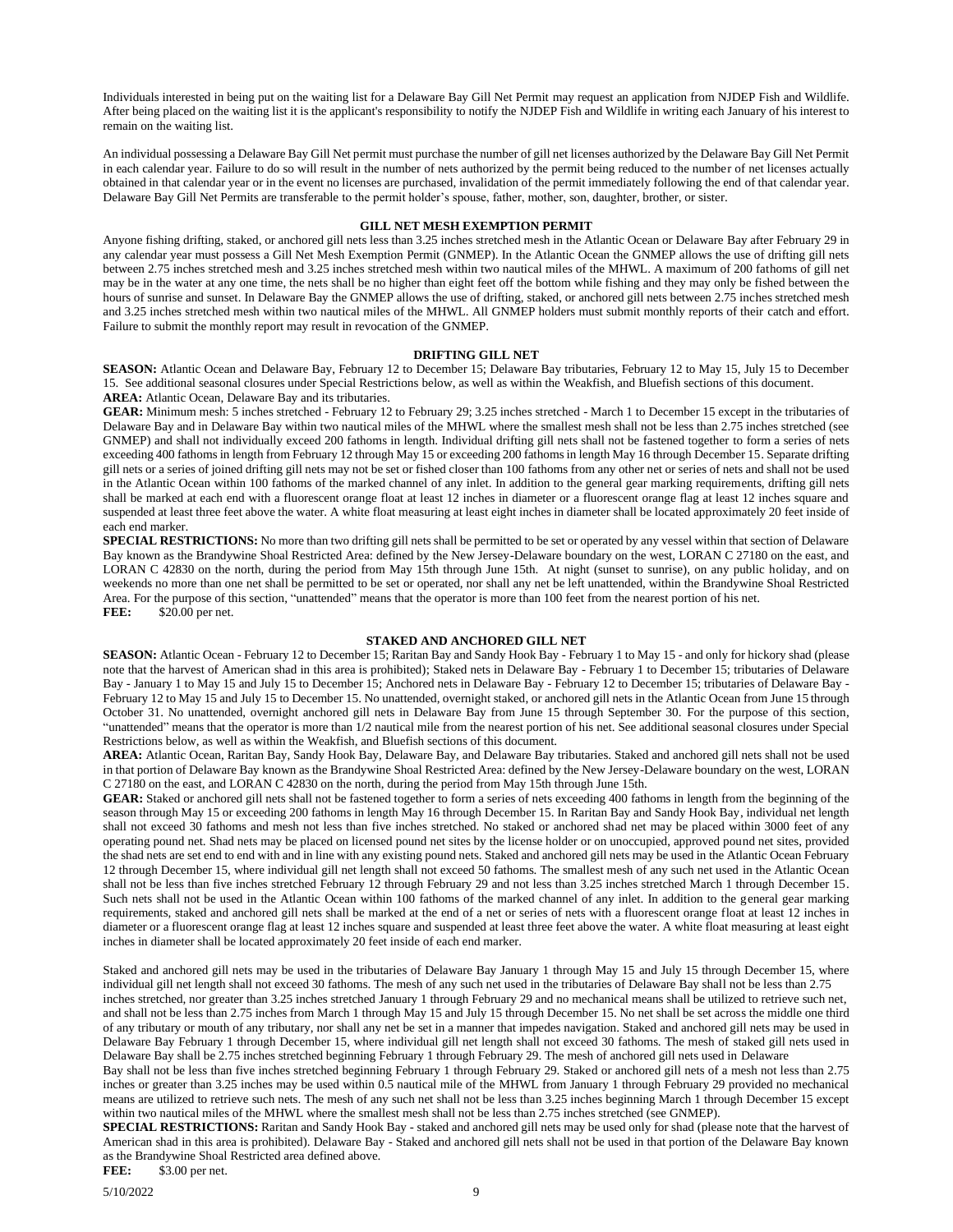Individuals interested in being put on the waiting list for a Delaware Bay Gill Net Permit may request an application from NJDEP Fish and Wildlife. After being placed on the waiting list it is the applicant's responsibility to notify the NJDEP Fish and Wildlife in writing each January of his interest to remain on the waiting list.

An individual possessing a Delaware Bay Gill Net permit must purchase the number of gill net licenses authorized by the Delaware Bay Gill Net Permit in each calendar year. Failure to do so will result in the number of nets authorized by the permit being reduced to the number of net licenses actually obtained in that calendar year or in the event no licenses are purchased, invalidation of the permit immediately following the end of that calendar year. Delaware Bay Gill Net Permits are transferable to the permit holder's spouse, father, mother, son, daughter, brother, or sister.

### GILL NET MESH EXEMPTION PERMIT

Anyone fishing drifting, staked, or anchored gill nets less than 3.25 inches stretched mesh in the Atlantic Ocean or Delaware Bay after February 29 in any calendar year must possess a Gill Net Mesh Exemption Permit (GNMEP). In the Atlantic Ocean the GNMEP allows the use of drifting gill nets between 2.75 inches stretched mesh and 3.25 inches stretched mesh within two nautical miles of the MHWL. A maximum of 200 fathoms of gill net may be in the water at any one time, the nets shall be no higher than eight feet off the bottom while fishing and they may only be fished between the hours of sunrise and sunset. In Delaware Bay the GNMEP allows the use of drifting, staked, or anchored gill nets between 2.75 inches stretched mesh and 3.25 inches stretched mesh within two nautical miles of the MHWL. All GNMEP holders must submit monthly reports of their catch and effort. Failure to submit the monthly report may result in revocation of the GNMEP.

### DRIFTING GILL NET

**SEASON:** Atlantic Ocean and Delaware Bay, February 12 to December 15; Delaware Bay tributaries, February 12 to May 15, July 15 to December 15. See additional seasonal closures under Special Restrictions below, as well as within the Weakfish, and Bluefish sections of this document.

**AREA:** Atlantic Ocean, Delaware Bay and its tributaries.

**GEAR:** Minimum mesh: 5 inches stretched - February 12 to February 29; 3.25 inches stretched - March 1 to December 15 except in the tributaries of Delaware Bay and in Delaware Bay within two nautical miles of the MHWL where the smallest mesh shall not be less than 2.75 inches stretched (see GNMEP) and shall not individually exceed 200 fathoms in length. Individual drifting gill nets shall not be fastened together to form a series of nets exceeding 400 fathoms in length from February 12 through May 15 or exceeding 200 fathoms in length May 16 through December 15. Separate drifting gill nets or a series of joined drifting gill nets may not be set or fished closer than 100 fathoms from any other net or series of nets and shall not be used in the Atlantic Ocean within 100 fathoms of the marked channel of any inlet. In addition to the general gear marking requirements, drifting gill nets shall be marked at each end with a fluorescent orange float at least 12 inches in diameter or a fluorescent orange flag at least 12 inches square and suspended at least three feet above the water. A white float measuring at least eight inches in diameter shall be located approximately 20 feet inside of each end marker.

**SPECIAL RESTRICTIONS:** No more than two drifting gill nets shall be permitted to be set or operated by any vessel within that section of Delaware Bay known as the Brandywine Shoal Restricted Area: defined by the New Jersey-Delaware boundary on the west, LORAN C 27180 on the east, and LORAN C 42830 on the north, during the period from May 15th through June 15th. At night (sunset to sunrise), on any public holiday, and on weekends no more than one net shall be permitted to be set or operated, nor shall any net be left unattended, within the Brandywine Shoal Restricted Area. For the purpose of this section, "unattended" means that the operator is more than 100 feet from the nearest portion of his net.

**FEE:** $20.00 per net.

### STAKED AND ANCHORED GILL NET

**SEASON:** Atlantic Ocean - February 12 to December 15; Raritan Bay and Sandy Hook Bay - February 1 to May 15 - and only for hickory shad (please note that the harvest of American shad in this area is prohibited); Staked nets in Delaware Bay - February 1 to December 15; tributaries of Delaware Bay - January 1 to May 15 and July 15 to December 15; Anchored nets in Delaware Bay - February 12 to December 15; tributaries of Delaware Bay - February 12 to May 15 and July 15 to December 15. No unattended, overnight staked, or anchored gill nets in the Atlantic Ocean from June 15 through October 31. No unattended, overnight anchored gill nets in Delaware Bay from June 15 through September 30. For the purpose of this section, "unattended" means that the operator is more than 1/2 nautical mile from the nearest portion of his net. See additional seasonal closures under Special Restrictions below, as well as within the Weakfish, and Bluefish sections of this document.

**AREA:** Atlantic Ocean, Raritan Bay, Sandy Hook Bay, Delaware Bay, and Delaware Bay tributaries. Staked and anchored gill nets shall not be used in that portion of Delaware Bay known as the Brandywine Shoal Restricted Area: defined by the New Jersey-Delaware boundary on the west, LORAN C 27180 on the east, and LORAN C 42830 on the north, during the period from May 15th through June 15th.

**GEAR:** Staked or anchored gill nets shall not be fastened together to form a series of nets exceeding 400 fathoms in length from the beginning of the season through May 15 or exceeding 200 fathoms in length May 16 through December 15. In Raritan Bay and Sandy Hook Bay, individual net length shall not exceed 30 fathoms and mesh not less than five inches stretched. No staked or anchored shad net may be placed within 3000 feet of any operating pound net. Shad nets may be placed on licensed pound net sites by the license holder or on unoccupied, approved pound net sites, provided the shad nets are set end to end with and in line with any existing pound nets. Staked and anchored gill nets may be used in the Atlantic Ocean February 12 through December 15, where individual gill net length shall not exceed 50 fathoms. The smallest mesh of any such net used in the Atlantic Ocean shall not be less than five inches stretched February 12 through February 29 and not less than 3.25 inches stretched March 1 through December 15. Such nets shall not be used in the Atlantic Ocean within 100 fathoms of the marked channel of any inlet. In addition to the general gear marking requirements, staked and anchored gill nets shall be marked at the end of a net or series of nets with a fluorescent orange float at least 12 inches in diameter or a fluorescent orange flag at least 12 inches square and suspended at least three feet above the water. A white float measuring at least eight inches in diameter shall be located approximately 20 feet inside of each end marker.

Staked and anchored gill nets may be used in the tributaries of Delaware Bay January 1 through May 15 and July 15 through December 15, where individual gill net length shall not exceed 30 fathoms. The mesh of any such net used in the tributaries of Delaware Bay shall not be less than 2.75 inches stretched, nor greater than 3.25 inches stretched January 1 through February 29 and no mechanical means shall be utilized to retrieve such net, and shall not be less than 2.75 inches from March 1 through May 15 and July 15 through December 15. No net shall be set across the middle one third of any tributary or mouth of any tributary, nor shall any net be set in a manner that impedes navigation. Staked and anchored gill nets may be used in Delaware Bay February 1 through December 15, where individual gill net length shall not exceed 30 fathoms. The mesh of staked gill nets used in Delaware Bay shall be 2.75 inches stretched beginning February 1 through February 29. The mesh of anchored gill nets used in Delaware Bay shall not be less than five inches stretched beginning February 1 through February 29. Staked or anchored gill nets of a mesh not less than 2.75 inches or greater than 3.25 inches may be used within 0.5 nautical mile of the MHWL from January 1 through February 29 provided no mechanical means are utilized to retrieve such nets. The mesh of any such net shall not be less than 3.25 inches beginning March 1 through December 15 except within two nautical miles of the MHWL where the smallest mesh shall not be less than 2.75 inches stretched (see GNMEP).

**SPECIAL RESTRICTIONS:** Raritan and Sandy Hook Bay - staked and anchored gill nets may be used only for shad (please note that the harvest of American shad in this area is prohibited). Delaware Bay - Staked and anchored gill nets shall not be used in that portion of the Delaware Bay known as the Brandywine Shoal Restricted area defined above.

**FEE:** $3.00 per net.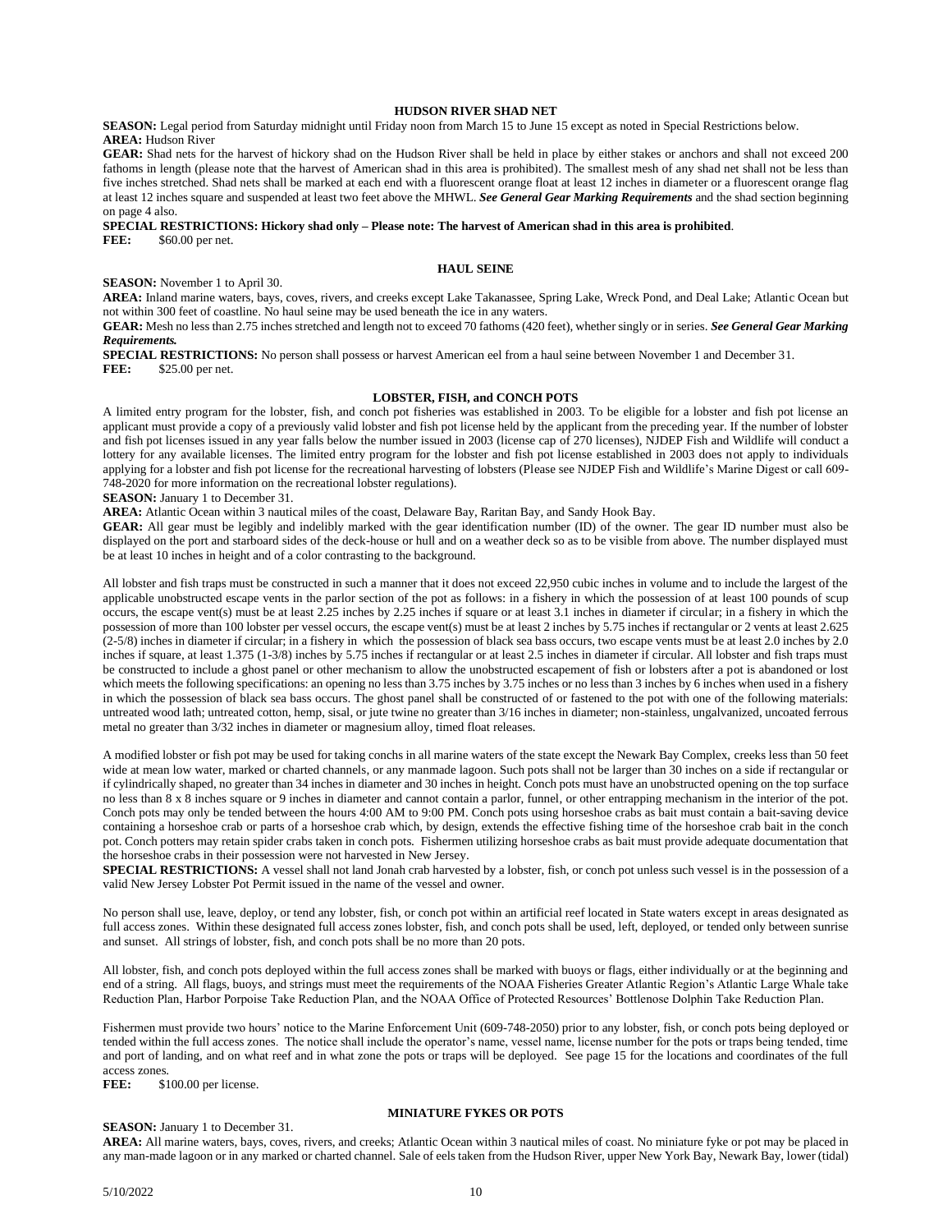## HUDSON RIVER SHAD NET

**SEASON:** Legal period from Saturday midnight until Friday noon from March 15 to June 15 except as noted in Special Restrictions below.
**AREA:** Hudson River
**GEAR:** Shad nets for the harvest of hickory shad on the Hudson River shall be held in place by either stakes or anchors and shall not exceed 200 fathoms in length (please note that the harvest of American shad in this area is prohibited). The smallest mesh of any shad net shall not be less than five inches stretched. Shad nets shall be marked at each end with a fluorescent orange float at least 12 inches in diameter or a fluorescent orange flag at least 12 inches square and suspended at least two feet above the MHWL. ***See General Gear Marking Requirements*** and the shad section beginning on page 4 also.
**SPECIAL RESTRICTIONS: Hickory shad only – Please note: The harvest of American shad in this area is prohibited**.
**FEE:** $60.00 per net.

## HAUL SEINE

**SEASON:** November 1 to April 30.
**AREA:** Inland marine waters, bays, coves, rivers, and creeks except Lake Takanassee, Spring Lake, Wreck Pond, and Deal Lake; Atlantic Ocean but not within 300 feet of coastline. No haul seine may be used beneath the ice in any waters.
**GEAR:** Mesh no less than 2.75 inches stretched and length not to exceed 70 fathoms (420 feet), whether singly or in series. ***See General Gear Marking Requirements.***
**SPECIAL RESTRICTIONS:** No person shall possess or harvest American eel from a haul seine between November 1 and December 31.
**FEE:** $25.00 per net.

## LOBSTER, FISH, and CONCH POTS

A limited entry program for the lobster, fish, and conch pot fisheries was established in 2003. To be eligible for a lobster and fish pot license an applicant must provide a copy of a previously valid lobster and fish pot license held by the applicant from the preceding year. If the number of lobster and fish pot licenses issued in any year falls below the number issued in 2003 (license cap of 270 licenses), NJDEP Fish and Wildlife will conduct a lottery for any available licenses. The limited entry program for the lobster and fish pot license established in 2003 does not apply to individuals applying for a lobster and fish pot license for the recreational harvesting of lobsters (Please see NJDEP Fish and Wildlife's Marine Digest or call 609-748-2020 for more information on the recreational lobster regulations).
**SEASON:** January 1 to December 31.
**AREA:** Atlantic Ocean within 3 nautical miles of the coast, Delaware Bay, Raritan Bay, and Sandy Hook Bay.
**GEAR:** All gear must be legibly and indelibly marked with the gear identification number (ID) of the owner. The gear ID number must also be displayed on the port and starboard sides of the deck-house or hull and on a weather deck so as to be visible from above. The number displayed must be at least 10 inches in height and of a color contrasting to the background.

All lobster and fish traps must be constructed in such a manner that it does not exceed 22,950 cubic inches in volume and to include the largest of the applicable unobstructed escape vents in the parlor section of the pot as follows: in a fishery in which the possession of at least 100 pounds of scup occurs, the escape vent(s) must be at least 2.25 inches by 2.25 inches if square or at least 3.1 inches in diameter if circular; in a fishery in which the possession of more than 100 lobster per vessel occurs, the escape vent(s) must be at least 2 inches by 5.75 inches if rectangular or 2 vents at least 2.625 (2-5/8) inches in diameter if circular; in a fishery in which the possession of black sea bass occurs, two escape vents must be at least 2.0 inches by 2.0 inches if square, at least 1.375 (1-3/8) inches by 5.75 inches if rectangular or at least 2.5 inches in diameter if circular. All lobster and fish traps must be constructed to include a ghost panel or other mechanism to allow the unobstructed escapement of fish or lobsters after a pot is abandoned or lost which meets the following specifications: an opening no less than 3.75 inches by 3.75 inches or no less than 3 inches by 6 inches when used in a fishery in which the possession of black sea bass occurs. The ghost panel shall be constructed of or fastened to the pot with one of the following materials: untreated wood lath; untreated cotton, hemp, sisal, or jute twine no greater than 3/16 inches in diameter; non-stainless, ungalvanized, uncoated ferrous metal no greater than 3/32 inches in diameter or magnesium alloy, timed float releases.

A modified lobster or fish pot may be used for taking conchs in all marine waters of the state except the Newark Bay Complex, creeks less than 50 feet wide at mean low water, marked or charted channels, or any manmade lagoon. Such pots shall not be larger than 30 inches on a side if rectangular or if cylindrically shaped, no greater than 34 inches in diameter and 30 inches in height. Conch pots must have an unobstructed opening on the top surface no less than 8 x 8 inches square or 9 inches in diameter and cannot contain a parlor, funnel, or other entrapping mechanism in the interior of the pot. Conch pots may only be tended between the hours 4:00 AM to 9:00 PM. Conch pots using horseshoe crabs as bait must contain a bait-saving device containing a horseshoe crab or parts of a horseshoe crab which, by design, extends the effective fishing time of the horseshoe crab bait in the conch pot. Conch potters may retain spider crabs taken in conch pots. Fishermen utilizing horseshoe crabs as bait must provide adequate documentation that the horseshoe crabs in their possession were not harvested in New Jersey.
**SPECIAL RESTRICTIONS:** A vessel shall not land Jonah crab harvested by a lobster, fish, or conch pot unless such vessel is in the possession of a valid New Jersey Lobster Pot Permit issued in the name of the vessel and owner.

No person shall use, leave, deploy, or tend any lobster, fish, or conch pot within an artificial reef located in State waters except in areas designated as full access zones. Within these designated full access zones lobster, fish, and conch pots shall be used, left, deployed, or tended only between sunrise and sunset. All strings of lobster, fish, and conch pots shall be no more than 20 pots.

All lobster, fish, and conch pots deployed within the full access zones shall be marked with buoys or flags, either individually or at the beginning and end of a string. All flags, buoys, and strings must meet the requirements of the NOAA Fisheries Greater Atlantic Region's Atlantic Large Whale take Reduction Plan, Harbor Porpoise Take Reduction Plan, and the NOAA Office of Protected Resources' Bottlenose Dolphin Take Reduction Plan.

Fishermen must provide two hours' notice to the Marine Enforcement Unit (609-748-2050) prior to any lobster, fish, or conch pots being deployed or tended within the full access zones. The notice shall include the operator's name, vessel name, license number for the pots or traps being tended, time and port of landing, and on what reef and in what zone the pots or traps will be deployed. See page 15 for the locations and coordinates of the full access zones.
**FEE:** $100.00 per license.

## MINIATURE FYKES OR POTS

**SEASON:** January 1 to December 31.
**AREA:** All marine waters, bays, coves, rivers, and creeks; Atlantic Ocean within 3 nautical miles of coast. No miniature fyke or pot may be placed in any man-made lagoon or in any marked or charted channel. Sale of eels taken from the Hudson River, upper New York Bay, Newark Bay, lower (tidal)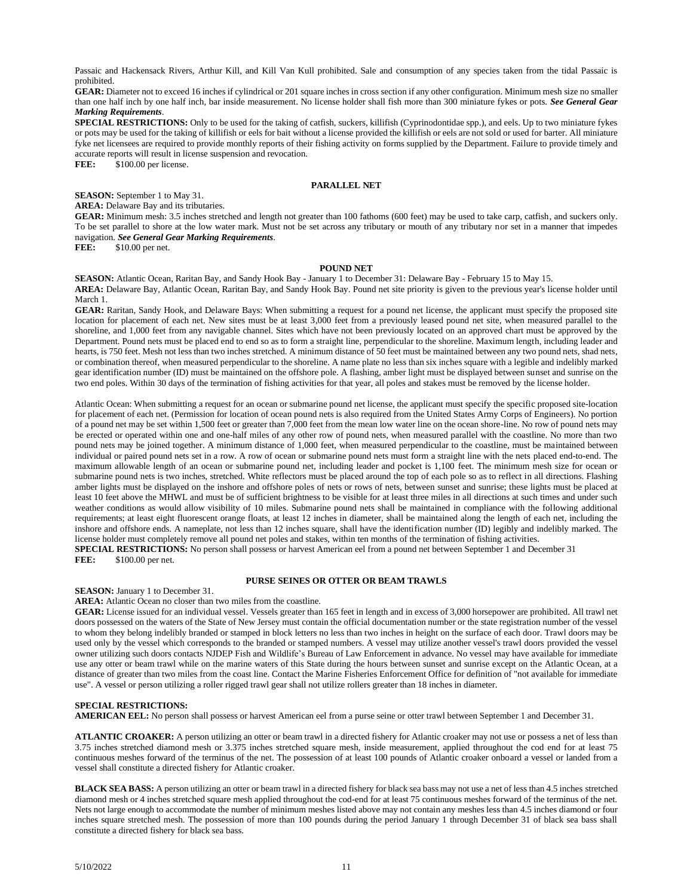Passaic and Hackensack Rivers, Arthur Kill, and Kill Van Kull prohibited. Sale and consumption of any species taken from the tidal Passaic is prohibited.

**GEAR:** Diameter not to exceed 16 inches if cylindrical or 201 square inches in cross section if any other configuration. Minimum mesh size no smaller than one half inch by one half inch, bar inside measurement. No license holder shall fish more than 300 miniature fykes or pots. ***See General Gear Marking Requirements***.

**SPECIAL RESTRICTIONS:** Only to be used for the taking of catfish, suckers, killifish (Cyprinodontidae spp.), and eels. Up to two miniature fykes or pots may be used for the taking of killifish or eels for bait without a license provided the killifish or eels are not sold or used for barter. All miniature fyke net licensees are required to provide monthly reports of their fishing activity on forms supplied by the Department. Failure to provide timely and accurate reports will result in license suspension and revocation.

**FEE:** $100.00 per license.

## PARALLEL NET

**SEASON:** September 1 to May 31.

**AREA:** Delaware Bay and its tributaries.

**GEAR:** Minimum mesh: 3.5 inches stretched and length not greater than 100 fathoms (600 feet) may be used to take carp, catfish, and suckers only. To be set parallel to shore at the low water mark. Must not be set across any tributary or mouth of any tributary nor set in a manner that impedes navigation. ***See General Gear Marking Requirements***.

**FEE:** $10.00 per net.

## POUND NET

**SEASON:** Atlantic Ocean, Raritan Bay, and Sandy Hook Bay - January 1 to December 31: Delaware Bay - February 15 to May 15.

**AREA:** Delaware Bay, Atlantic Ocean, Raritan Bay, and Sandy Hook Bay. Pound net site priority is given to the previous year's license holder until March 1.

**GEAR:** Raritan, Sandy Hook, and Delaware Bays: When submitting a request for a pound net license, the applicant must specify the proposed site location for placement of each net. New sites must be at least 3,000 feet from a previously leased pound net site, when measured parallel to the shoreline, and 1,000 feet from any navigable channel. Sites which have not been previously located on an approved chart must be approved by the Department. Pound nets must be placed end to end so as to form a straight line, perpendicular to the shoreline. Maximum length, including leader and hearts, is 750 feet. Mesh not less than two inches stretched. A minimum distance of 50 feet must be maintained between any two pound nets, shad nets, or combination thereof, when measured perpendicular to the shoreline. A name plate no less than six inches square with a legible and indelibly marked gear identification number (ID) must be maintained on the offshore pole. A flashing, amber light must be displayed between sunset and sunrise on the two end poles. Within 30 days of the termination of fishing activities for that year, all poles and stakes must be removed by the license holder.

Atlantic Ocean: When submitting a request for an ocean or submarine pound net license, the applicant must specify the specific proposed site-location for placement of each net. (Permission for location of ocean pound nets is also required from the United States Army Corps of Engineers). No portion of a pound net may be set within 1,500 feet or greater than 7,000 feet from the mean low water line on the ocean shore-line. No row of pound nets may be erected or operated within one and one-half miles of any other row of pound nets, when measured parallel with the coastline. No more than two pound nets may be joined together. A minimum distance of 1,000 feet, when measured perpendicular to the coastline, must be maintained between individual or paired pound nets set in a row. A row of ocean or submarine pound nets must form a straight line with the nets placed end-to-end. The maximum allowable length of an ocean or submarine pound net, including leader and pocket is 1,100 feet. The minimum mesh size for ocean or submarine pound nets is two inches, stretched. White reflectors must be placed around the top of each pole so as to reflect in all directions. Flashing amber lights must be displayed on the inshore and offshore poles of nets or rows of nets, between sunset and sunrise; these lights must be placed at least 10 feet above the MHWL and must be of sufficient brightness to be visible for at least three miles in all directions at such times and under such weather conditions as would allow visibility of 10 miles. Submarine pound nets shall be maintained in compliance with the following additional requirements; at least eight fluorescent orange floats, at least 12 inches in diameter, shall be maintained along the length of each net, including the inshore and offshore ends. A nameplate, not less than 12 inches square, shall have the identification number (ID) legibly and indelibly marked. The license holder must completely remove all pound net poles and stakes, within ten months of the termination of fishing activities.

**SPECIAL RESTRICTIONS:** No person shall possess or harvest American eel from a pound net between September 1 and December 31

**FEE:** $100.00 per net.

## PURSE SEINES OR OTTER OR BEAM TRAWLS

**SEASON:** January 1 to December 31.

**AREA:** Atlantic Ocean no closer than two miles from the coastline.

**GEAR:** License issued for an individual vessel. Vessels greater than 165 feet in length and in excess of 3,000 horsepower are prohibited. All trawl net doors possessed on the waters of the State of New Jersey must contain the official documentation number or the state registration number of the vessel to whom they belong indelibly branded or stamped in block letters no less than two inches in height on the surface of each door. Trawl doors may be used only by the vessel which corresponds to the branded or stamped numbers. A vessel may utilize another vessel's trawl doors provided the vessel owner utilizing such doors contacts NJDEP Fish and Wildlife's Bureau of Law Enforcement in advance. No vessel may have available for immediate use any otter or beam trawl while on the marine waters of this State during the hours between sunset and sunrise except on the Atlantic Ocean, at a distance of greater than two miles from the coast line. Contact the Marine Fisheries Enforcement Office for definition of "not available for immediate use". A vessel or person utilizing a roller rigged trawl gear shall not utilize rollers greater than 18 inches in diameter.

**SPECIAL RESTRICTIONS:**

**AMERICAN EEL:** No person shall possess or harvest American eel from a purse seine or otter trawl between September 1 and December 31.

**ATLANTIC CROAKER:** A person utilizing an otter or beam trawl in a directed fishery for Atlantic croaker may not use or possess a net of less than 3.75 inches stretched diamond mesh or 3.375 inches stretched square mesh, inside measurement, applied throughout the cod end for at least 75 continuous meshes forward of the terminus of the net. The possession of at least 100 pounds of Atlantic croaker onboard a vessel or landed from a vessel shall constitute a directed fishery for Atlantic croaker.

**BLACK SEA BASS:** A person utilizing an otter or beam trawl in a directed fishery for black sea bass may not use a net of less than 4.5 inches stretched diamond mesh or 4 inches stretched square mesh applied throughout the cod-end for at least 75 continuous meshes forward of the terminus of the net. Nets not large enough to accommodate the number of minimum meshes listed above may not contain any meshes less than 4.5 inches diamond or four inches square stretched mesh. The possession of more than 100 pounds during the period January 1 through December 31 of black sea bass shall constitute a directed fishery for black sea bass.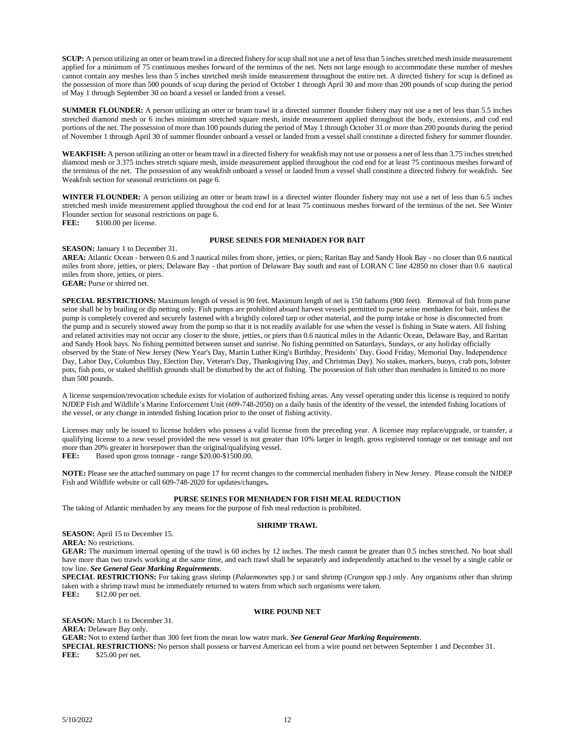**SCUP:** A person utilizing an otter or beam trawl in a directed fishery for scup shall not use a net of less than 5 inches stretched mesh inside measurement applied for a minimum of 75 continuous meshes forward of the terminus of the net. Nets not large enough to accommodate these number of meshes cannot contain any meshes less than 5 inches stretched mesh inside measurement throughout the entire net. A directed fishery for scup is defined as the possession of more than 500 pounds of scup during the period of October 1 through April 30 and more than 200 pounds of scup during the period of May 1 through September 30 on board a vessel or landed from a vessel.

**SUMMER FLOUNDER:** A person utilizing an otter or beam trawl in a directed summer flounder fishery may not use a net of less than 5.5 inches stretched diamond mesh or 6 inches minimum stretched square mesh, inside measurement applied throughout the body, extensions, and cod end portions of the net. The possession of more than 100 pounds during the period of May 1 through October 31 or more than 200 pounds during the period of November 1 through April 30 of summer flounder onboard a vessel or landed from a vessel shall constitute a directed fishery for summer flounder.

**WEAKFISH:** A person utilizing an otter or beam trawl in a directed fishery for weakfish may not use or possess a net of less than 3.75 inches stretched diamond mesh or 3.375 inches stretch square mesh, inside measurement applied throughout the cod end for at least 75 continuous meshes forward of the terminus of the net. The possession of any weakfish onboard a vessel or landed from a vessel shall constitute a directed fishery for weakfish. See Weakfish section for seasonal restrictions on page 6.

**WINTER FLOUNDER:** A person utilizing an otter or beam trawl in a directed winter flounder fishery may not use a net of less than 6.5 inches stretched mesh inside measurement applied throughout the cod end for at least 75 continuous meshes forward of the terminus of the net. See Winter Flounder section for seasonal restrictions on page 6.

**FEE:** $100.00 per license.

## PURSE SEINES FOR MENHADEN FOR BAIT

**SEASON:** January 1 to December 31.

**AREA:** Atlantic Ocean - between 0.6 and 3 nautical miles from shore, jetties, or piers; Raritan Bay and Sandy Hook Bay - no closer than 0.6 nautical miles from shore, jetties, or piers; Delaware Bay - that portion of Delaware Bay south and east of LORAN C line 42850 no closer than 0.6 nautical miles from shore, jetties, or piers.

**GEAR:** Purse or shirred net.

**SPECIAL RESTRICTIONS:** Maximum length of vessel is 90 feet. Maximum length of net is 150 fathoms (900 feet). Removal of fish from purse seine shall be by brailing or dip netting only. Fish pumps are prohibited aboard harvest vessels permitted to purse seine menhaden for bait, unless the pump is completely covered and securely fastened with a brightly colored tarp or other material, and the pump intake or hose is disconnected from the pump and is securely stowed away from the pump so that it is not readily available for use when the vessel is fishing in State waters. All fishing and related activities may not occur any closer to the shore, jetties, or piers than 0.6 nautical miles in the Atlantic Ocean, Delaware Bay, and Raritan and Sandy Hook bays. No fishing permitted between sunset and sunrise. No fishing permitted on Saturdays, Sundays, or any holiday officially observed by the State of New Jersey (New Year's Day, Martin Luther King's Birthday, Presidents' Day, Good Friday, Memorial Day, Independence Day, Labor Day, Columbus Day, Election Day, Veteran's Day, Thanksgiving Day, and Christmas Day). No stakes, markers, buoys, crab pots, lobster pots, fish pots, or staked shellfish grounds shall be disturbed by the act of fishing. The possession of fish other than menhaden is limited to no more than 500 pounds.

A license suspension/revocation schedule exists for violation of authorized fishing areas. Any vessel operating under this license is required to notify NJDEP Fish and Wildlife's Marine Enforcement Unit (609-748-2050) on a daily basis of the identity of the vessel, the intended fishing locations of the vessel, or any change in intended fishing location prior to the onset of fishing activity.

Licenses may only be issued to license holders who possess a valid license from the preceding year. A licensee may replace/upgrade, or transfer, a qualifying license to a new vessel provided the new vessel is not greater than 10% larger in length, gross registered tonnage or net tonnage and not more than 20% greater in horsepower than the original/qualifying vessel.

**FEE:** Based upon gross tonnage - range $20.00-$1500.00.

**NOTE:** Please see the attached summary on page 17 for recent changes to the commercial menhaden fishery in New Jersey. Please consult the NJDEP Fish and Wildlife website or call 609-748-2020 for updates/changes**.**

## PURSE SEINES FOR MENHADEN FOR FISH MEAL REDUCTION

The taking of Atlantic menhaden by any means for the purpose of fish meal reduction is prohibited.

## SHRIMP TRAWL

**SEASON:** April 15 to December 15.

**AREA:** No restrictions.

**GEAR:** The maximum internal opening of the trawl is 60 inches by 12 inches. The mesh cannot be greater than 0.5 inches stretched. No boat shall have more than two trawls working at the same time, and each trawl shall be separately and independently attached to the vessel by a single cable or tow line. ***See General Gear Marking Requirements***.

**SPECIAL RESTRICTIONS:** For taking grass shrimp (*Palaemonetes* spp.) or sand shrimp (*Crangon* spp.) only. Any organisms other than shrimp taken with a shrimp trawl must be immediately returned to waters from which such organisms were taken.

**FEE:** $12.00 per net.

## WIRE POUND NET

**SEASON:** March 1 to December 31.

**AREA:** Delaware Bay only.

**GEAR:** Not to extend farther than 300 feet from the mean low water mark. ***See General Gear Marking Requirements***.

**SPECIAL RESTRICTIONS:** No person shall possess or harvest American eel from a wire pound net between September 1 and December 31.

**FEE:** $25.00 per net.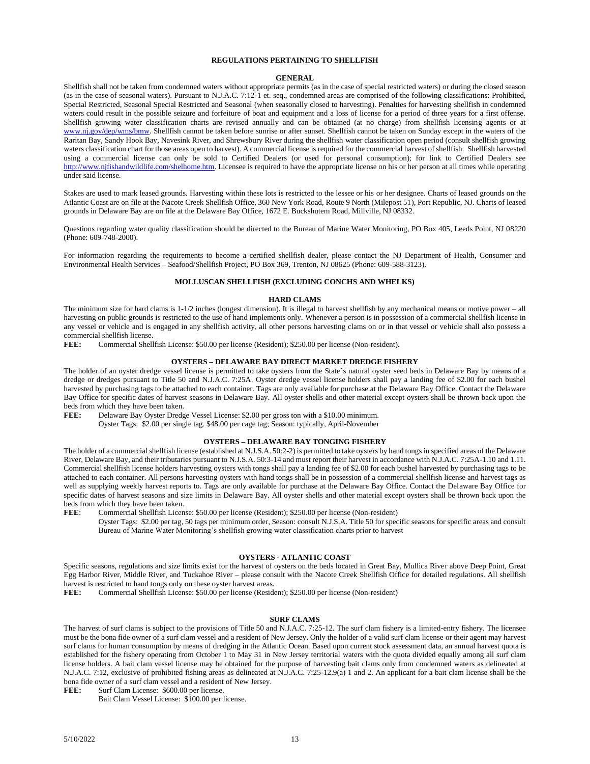# REGULATIONS PERTAINING TO SHELLFISH

## GENERAL

Shellfish shall not be taken from condemned waters without appropriate permits (as in the case of special restricted waters) or during the closed season (as in the case of seasonal waters). Pursuant to N.J.A.C. 7:12-1 et. seq., condemned areas are comprised of the following classifications: Prohibited, Special Restricted, Seasonal Special Restricted and Seasonal (when seasonally closed to harvesting). Penalties for harvesting shellfish in condemned waters could result in the possible seizure and forfeiture of boat and equipment and a loss of license for a period of three years for a first offense. Shellfish growing water classification charts are revised annually and can be obtained (at no charge) from shellfish licensing agents or at www.nj.gov/dep/wms/bmw. Shellfish cannot be taken before sunrise or after sunset. Shellfish cannot be taken on Sunday except in the waters of the Raritan Bay, Sandy Hook Bay, Navesink River, and Shrewsbury River during the shellfish water classification open period (consult shellfish growing waters classification chart for those areas open to harvest). A commercial license is required for the commercial harvest of shellfish. Shellfish harvested using a commercial license can only be sold to Certified Dealers (or used for personal consumption); for link to Certified Dealers see http://www.njfishandwildlife.com/shelhome.htm. Licensee is required to have the appropriate license on his or her person at all times while operating under said license.

Stakes are used to mark leased grounds. Harvesting within these lots is restricted to the lessee or his or her designee. Charts of leased grounds on the Atlantic Coast are on file at the Nacote Creek Shellfish Office, 360 New York Road, Route 9 North (Milepost 51), Port Republic, NJ. Charts of leased grounds in Delaware Bay are on file at the Delaware Bay Office, 1672 E. Buckshutem Road, Millville, NJ 08332.

Questions regarding water quality classification should be directed to the Bureau of Marine Water Monitoring, PO Box 405, Leeds Point, NJ 08220 (Phone: 609-748-2000).

For information regarding the requirements to become a certified shellfish dealer, please contact the NJ Department of Health, Consumer and Environmental Health Services – Seafood/Shellfish Project, PO Box 369, Trenton, NJ 08625 (Phone: 609-588-3123).

## MOLLUSCAN SHELLFISH (EXCLUDING CONCHS AND WHELKS)

### HARD CLAMS

The minimum size for hard clams is 1-1/2 inches (longest dimension). It is illegal to harvest shellfish by any mechanical means or motive power – all harvesting on public grounds is restricted to the use of hand implements only. Whenever a person is in possession of a commercial shellfish license in any vessel or vehicle and is engaged in any shellfish activity, all other persons harvesting clams on or in that vessel or vehicle shall also possess a commercial shellfish license.

**FEE:** Commercial Shellfish License: $50.00 per license (Resident); $250.00 per license (Non-resident).

### OYSTERS – DELAWARE BAY DIRECT MARKET DREDGE FISHERY

The holder of an oyster dredge vessel license is permitted to take oysters from the State's natural oyster seed beds in Delaware Bay by means of a dredge or dredges pursuant to Title 50 and N.J.A.C. 7:25A. Oyster dredge vessel license holders shall pay a landing fee of $2.00 for each bushel harvested by purchasing tags to be attached to each container. Tags are only available for purchase at the Delaware Bay Office. Contact the Delaware Bay Office for specific dates of harvest seasons in Delaware Bay. All oyster shells and other material except oysters shall be thrown back upon the beds from which they have been taken.

**FEE:** Delaware Bay Oyster Dredge Vessel License: $2.00 per gross ton with a $10.00 minimum.
Oyster Tags: $2.00 per single tag. $48.00 per cage tag; Season: typically, April-November

### OYSTERS – DELAWARE BAY TONGING FISHERY

The holder of a commercial shellfish license (established at N.J.S.A. 50:2-2) is permitted to take oysters by hand tongs in specified areas of the Delaware River, Delaware Bay, and their tributaries pursuant to N.J.S.A. 50:3-14 and must report their harvest in accordance with N.J.A.C. 7:25A-1.10 and 1.11. Commercial shellfish license holders harvesting oysters with tongs shall pay a landing fee of $2.00 for each bushel harvested by purchasing tags to be attached to each container. All persons harvesting oysters with hand tongs shall be in possession of a commercial shellfish license and harvest tags as well as supplying weekly harvest reports to. Tags are only available for purchase at the Delaware Bay Office. Contact the Delaware Bay Office for specific dates of harvest seasons and size limits in Delaware Bay. All oyster shells and other material except oysters shall be thrown back upon the beds from which they have been taken.

**FEE**: Commercial Shellfish License: $50.00 per license (Resident); $250.00 per license (Non-resident)
Oyster Tags: $2.00 per tag, 50 tags per minimum order, Season: consult N.J.S.A. Title 50 for specific seasons for specific areas and consult Bureau of Marine Water Monitoring's shellfish growing water classification charts prior to harvest

### OYSTERS - ATLANTIC COAST

Specific seasons, regulations and size limits exist for the harvest of oysters on the beds located in Great Bay, Mullica River above Deep Point, Great Egg Harbor River, Middle River, and Tuckahoe River – please consult with the Nacote Creek Shellfish Office for detailed regulations. All shellfish harvest is restricted to hand tongs only on these oyster harvest areas.

**FEE:** Commercial Shellfish License: $50.00 per license (Resident); $250.00 per license (Non-resident)

### SURF CLAMS

The harvest of surf clams is subject to the provisions of Title 50 and N.J.A.C. 7:25-12. The surf clam fishery is a limited-entry fishery. The licensee must be the bona fide owner of a surf clam vessel and a resident of New Jersey. Only the holder of a valid surf clam license or their agent may harvest surf clams for human consumption by means of dredging in the Atlantic Ocean. Based upon current stock assessment data, an annual harvest quota is established for the fishery operating from October 1 to May 31 in New Jersey territorial waters with the quota divided equally among all surf clam license holders. A bait clam vessel license may be obtained for the purpose of harvesting bait clams only from condemned waters as delineated at N.J.A.C. 7:12, exclusive of prohibited fishing areas as delineated at N.J.A.C. 7:25-12.9(a) 1 and 2. An applicant for a bait clam license shall be the bona fide owner of a surf clam vessel and a resident of New Jersey.

**FEE:** Surf Clam License: $600.00 per license.
Bait Clam Vessel License: $100.00 per license.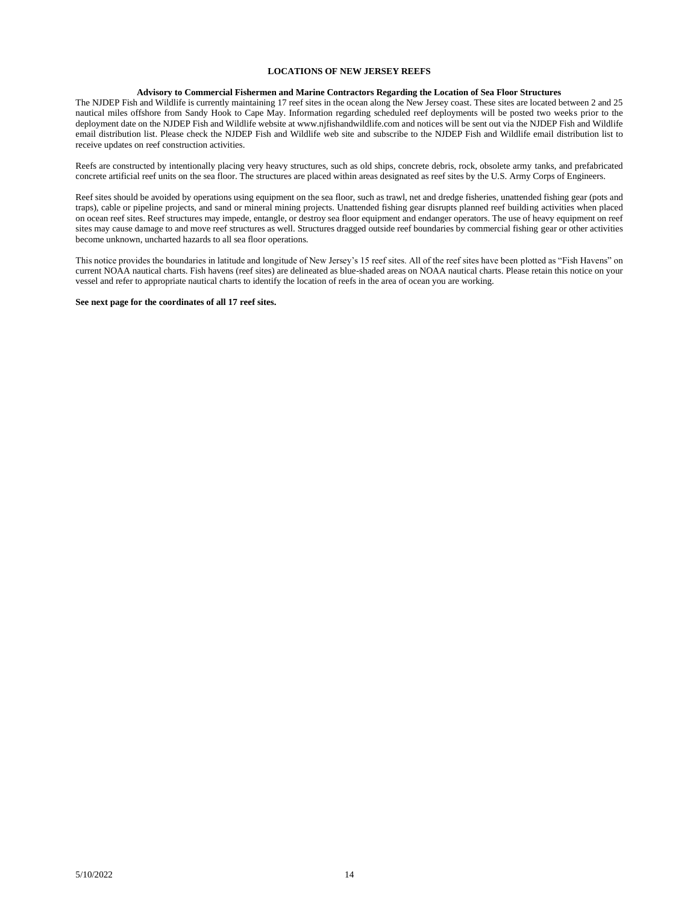# LOCATIONS OF NEW JERSEY REEFS

## Advisory to Commercial Fishermen and Marine Contractors Regarding the Location of Sea Floor Structures

The NJDEP Fish and Wildlife is currently maintaining 17 reef sites in the ocean along the New Jersey coast. These sites are located between 2 and 25 nautical miles offshore from Sandy Hook to Cape May. Information regarding scheduled reef deployments will be posted two weeks prior to the deployment date on the NJDEP Fish and Wildlife website at www.njfishandwildlife.com and notices will be sent out via the NJDEP Fish and Wildlife email distribution list. Please check the NJDEP Fish and Wildlife web site and subscribe to the NJDEP Fish and Wildlife email distribution list to receive updates on reef construction activities.

Reefs are constructed by intentionally placing very heavy structures, such as old ships, concrete debris, rock, obsolete army tanks, and prefabricated concrete artificial reef units on the sea floor. The structures are placed within areas designated as reef sites by the U.S. Army Corps of Engineers.

Reef sites should be avoided by operations using equipment on the sea floor, such as trawl, net and dredge fisheries, unattended fishing gear (pots and traps), cable or pipeline projects, and sand or mineral mining projects. Unattended fishing gear disrupts planned reef building activities when placed on ocean reef sites. Reef structures may impede, entangle, or destroy sea floor equipment and endanger operators. The use of heavy equipment on reef sites may cause damage to and move reef structures as well. Structures dragged outside reef boundaries by commercial fishing gear or other activities become unknown, uncharted hazards to all sea floor operations.

This notice provides the boundaries in latitude and longitude of New Jersey's 15 reef sites. All of the reef sites have been plotted as "Fish Havens" on current NOAA nautical charts. Fish havens (reef sites) are delineated as blue-shaded areas on NOAA nautical charts. Please retain this notice on your vessel and refer to appropriate nautical charts to identify the location of reefs in the area of ocean you are working.

**See next page for the coordinates of all 17 reef sites.**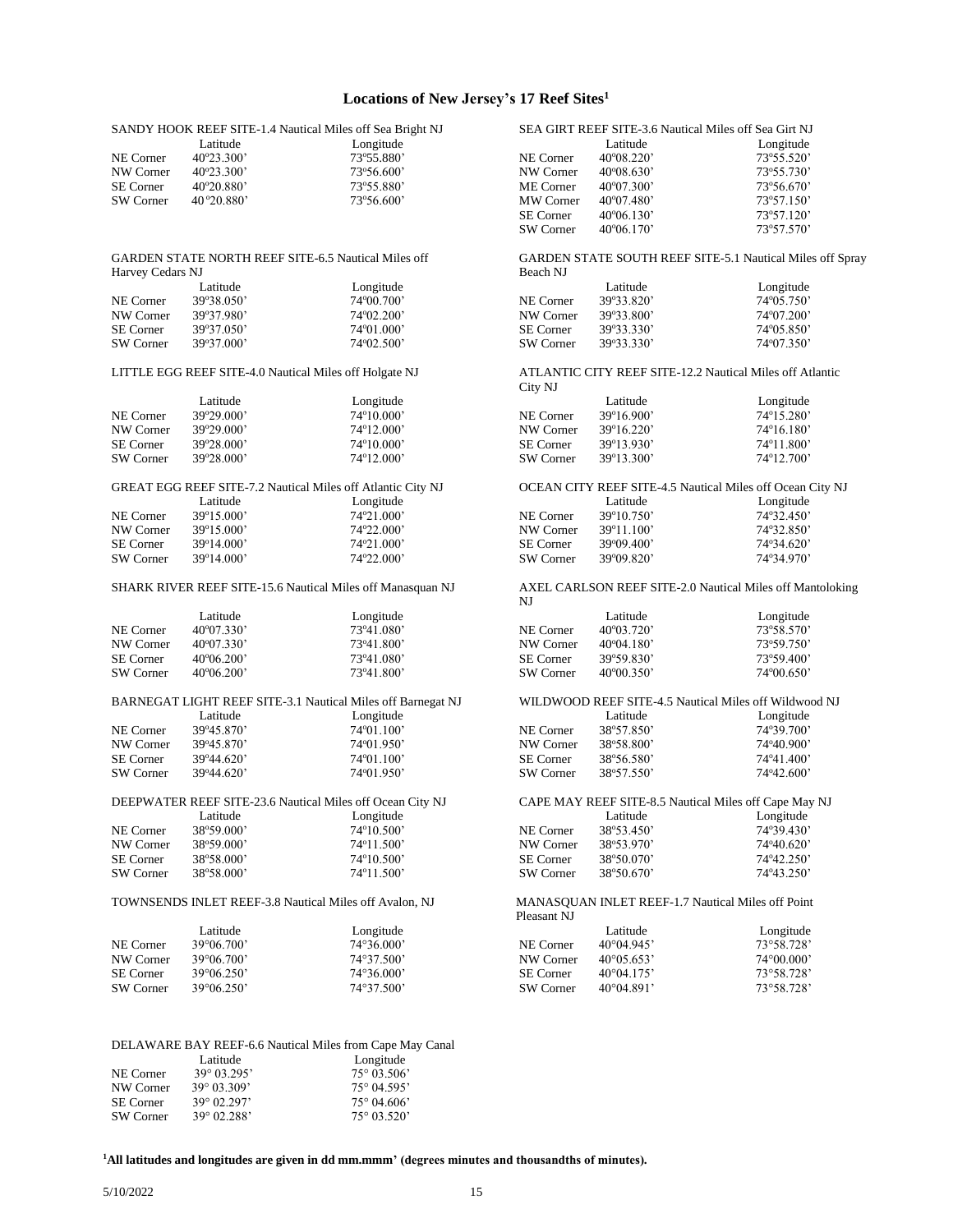# Locations of New Jersey's 17 Reef Sites[1]

SANDY HOOK REEF SITE-1.4 Nautical Miles off Sea Bright NJ

| | Latitude | Longitude |
|---|---|---|
| NE Corner | 40º23.300' | 73º55.880' |
| NW Corner | 40º23.300' | 73º56.600' |
| SE Corner | 40º20.880' | 73º55.880' |
| SW Corner | 40 º20.880' | 73º56.600' |

SEA GIRT REEF SITE-3.6 Nautical Miles off Sea Girt NJ

| | Latitude | Longitude |
|---|---|---|
| NE Corner | 40º08.220' | 73º55.520' |
| NW Corner | 40º08.630' | 73º55.730' |
| ME Corner | 40º07.300' | 73º56.670' |
| MW Corner | 40º07.480' | 73º57.150' |
| SE Corner | 40º06.130' | 73º57.120' |
| SW Corner | 40º06.170' | 73º57.570' |

GARDEN STATE NORTH REEF SITE-6.5 Nautical Miles off Harvey Cedars NJ

| | Latitude | Longitude |
|---|---|---|
| NE Corner | 39º38.050' | 74º00.700' |
| NW Corner | 39º37.980' | 74º02.200' |
| SE Corner | 39º37.050' | 74º01.000' |
| SW Corner | 39º37.000' | 74º02.500' |

GARDEN STATE SOUTH REEF SITE-5.1 Nautical Miles off Spray Beach NJ

| | Latitude | Longitude |
|---|---|---|
| NE Corner | 39º33.820' | 74º05.750' |
| NW Corner | 39º33.800' | 74º07.200' |
| SE Corner | 39º33.330' | 74º05.850' |
| SW Corner | 39º33.330' | 74º07.350' |

LITTLE EGG REEF SITE-4.0 Nautical Miles off Holgate NJ

| | Latitude | Longitude |
|---|---|---|
| NE Corner | 39º29.000' | 74º10.000' |
| NW Corner | 39º29.000' | 74º12.000' |
| SE Corner | 39º28.000' | 74º10.000' |
| SW Corner | 39º28.000' | 74º12.000' |

ATLANTIC CITY REEF SITE-12.2 Nautical Miles off Atlantic City NJ

| | Latitude | Longitude |
|---|---|---|
| NE Corner | 39º16.900' | 74º15.280' |
| NW Corner | 39º16.220' | 74º16.180' |
| SE Corner | 39º13.930' | 74º11.800' |
| SW Corner | 39º13.300' | 74º12.700' |

GREAT EGG REEF SITE-7.2 Nautical Miles off Atlantic City NJ

| | Latitude | Longitude |
|---|---|---|
| NE Corner | 39º15.000' | 74º21.000' |
| NW Corner | 39º15.000' | 74º22.000' |
| SE Corner | 39º14.000' | 74º21.000' |
| SW Corner | 39º14.000' | 74º22.000' |

OCEAN CITY REEF SITE-4.5 Nautical Miles off Ocean City NJ

| | Latitude | Longitude |
|---|---|---|
| NE Corner | 39º10.750' | 74º32.450' |
| NW Corner | 39º11.100' | 74º32.850' |
| SE Corner | 39º09.400' | 74º34.620' |
| SW Corner | 39º09.820' | 74º34.970' |

SHARK RIVER REEF SITE-15.6 Nautical Miles off Manasquan NJ

| | Latitude | Longitude |
|---|---|---|
| NE Corner | 40º07.330' | 73º41.080' |
| NW Corner | 40º07.330' | 73º41.800' |
| SE Corner | 40º06.200' | 73º41.080' |
| SW Corner | 40º06.200' | 73º41.800' |

AXEL CARLSON REEF SITE-2.0 Nautical Miles off Mantoloking NJ

| | Latitude | Longitude |
|---|---|---|
| NE Corner | 40º03.720' | 73º58.570' |
| NW Corner | 40º04.180' | 73º59.750' |
| SE Corner | 39º59.830' | 73º59.400' |
| SW Corner | 40º00.350' | 74º00.650' |

BARNEGAT LIGHT REEF SITE-3.1 Nautical Miles off Barnegat NJ

| | Latitude | Longitude |
|---|---|---|
| NE Corner | 39º45.870' | 74º01.100' |
| NW Corner | 39º45.870' | 74º01.950' |
| SE Corner | 39º44.620' | 74º01.100' |
| SW Corner | 39º44.620' | 74º01.950' |

WILDWOOD REEF SITE-4.5 Nautical Miles off Wildwood NJ

| | Latitude | Longitude |
|---|---|---|
| NE Corner | 38º57.850' | 74º39.700' |
| NW Corner | 38º58.800' | 74º40.900' |
| SE Corner | 38º56.580' | 74º41.400' |
| SW Corner | 38º57.550' | 74º42.600' |

DEEPWATER REEF SITE-23.6 Nautical Miles off Ocean City NJ

| | Latitude | Longitude |
|---|---|---|
| NE Corner | 38º59.000' | 74º10.500' |
| NW Corner | 38º59.000' | 74º11.500' |
| SE Corner | 38º58.000' | 74º10.500' |
| SW Corner | 38º58.000' | 74º11.500' |

CAPE MAY REEF SITE-8.5 Nautical Miles off Cape May NJ

| | Latitude | Longitude |
|---|---|---|
| NE Corner | 38º53.450' | 74º39.430' |
| NW Corner | 38º53.970' | 74º40.620' |
| SE Corner | 38º50.070' | 74º42.250' |
| SW Corner | 38º50.670' | 74º43.250' |

TOWNSENDS INLET REEF-3.8 Nautical Miles off Avalon, NJ

| | Latitude | Longitude |
|---|---|---|
| NE Corner | 39°06.700' | 74°36.000' |
| NW Corner | 39°06.700' | 74°37.500' |
| SE Corner | 39°06.250' | 74°36.000' |
| SW Corner | 39°06.250' | 74°37.500' |

MANASQUAN INLET REEF-1.7 Nautical Miles off Point Pleasant NJ

| | Latitude | Longitude |
|---|---|---|
| NE Corner | 40°04.945' | 73°58.728' |
| NW Corner | 40°05.653' | 74°00.000' |
| SE Corner | 40°04.175' | 73°58.728' |
| SW Corner | 40°04.891' | 73°58.728' |

DELAWARE BAY REEF-6.6 Nautical Miles from Cape May Canal

| | Latitude | Longitude |
|---|---|---|
| NE Corner | 39° 03.295' | 75° 03.506' |
| NW Corner | 39° 03.309' | 75° 04.595' |
| SE Corner | 39° 02.297' | 75° 04.606' |
| SW Corner | 39° 02.288' | 75° 03.520' |

**[1]All latitudes and longitudes are given in dd mm.mmm' (degrees minutes and thousandths of minutes).**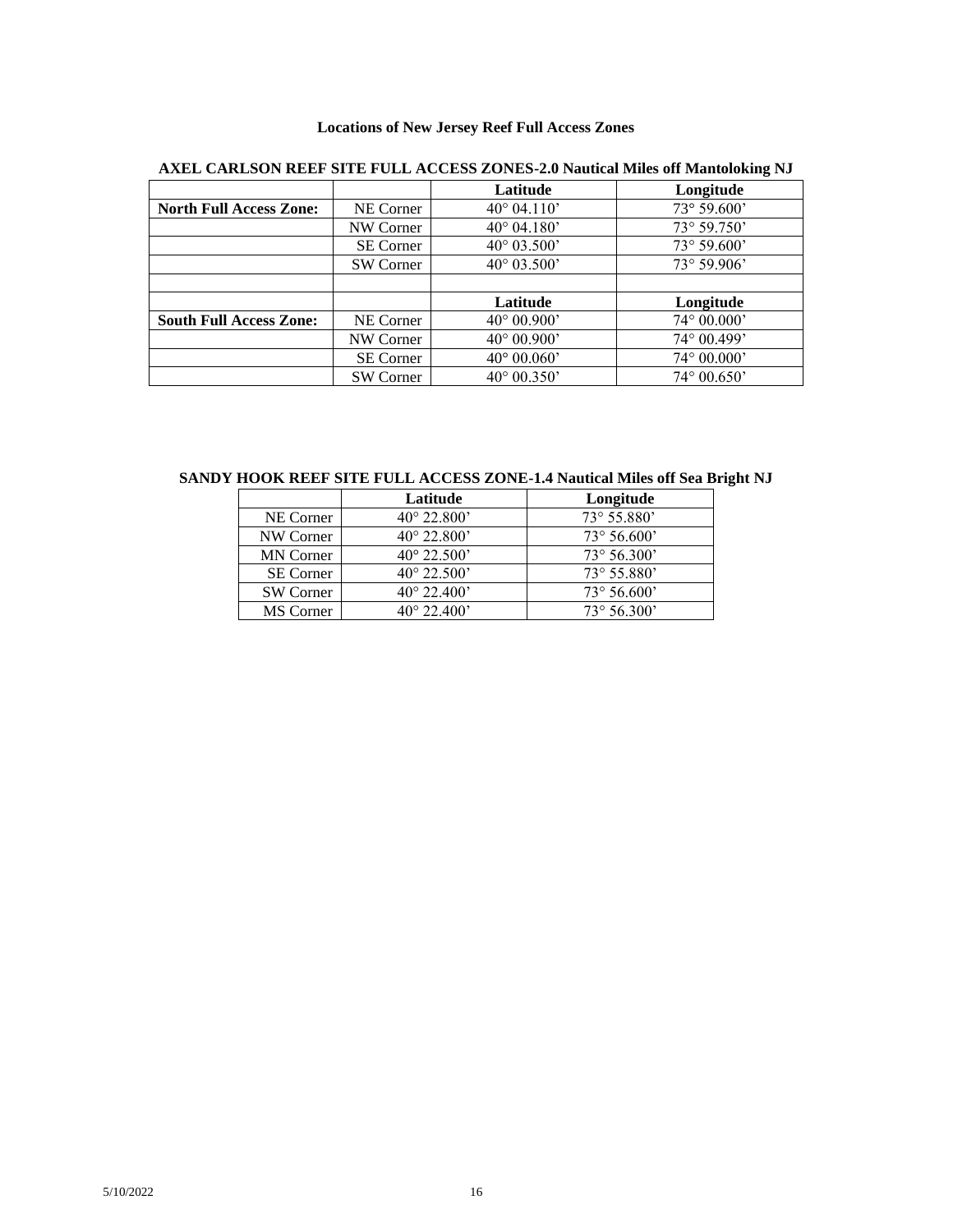## Locations of New Jersey Reef Full Access Zones

### AXEL CARLSON REEF SITE FULL ACCESS ZONES-2.0 Nautical Miles off Mantoloking NJ

| | | Latitude | Longitude |
|---|---|---|---|
| **North Full Access Zone:** | NE Corner | 40° 04.110’ | 73° 59.600’ |
| | NW Corner | 40° 04.180’ | 73° 59.750’ |
| | SE Corner | 40° 03.500’ | 73° 59.600’ |
| | SW Corner | 40° 03.500’ | 73° 59.906’ |
| | | | |
| | | **Latitude** | **Longitude** |
| **South Full Access Zone:** | NE Corner | 40° 00.900’ | 74° 00.000’ |
| | NW Corner | 40° 00.900’ | 74° 00.499’ |
| | SE Corner | 40° 00.060’ | 74° 00.000’ |
| | SW Corner | 40° 00.350’ | 74° 00.650’ |

### SANDY HOOK REEF SITE FULL ACCESS ZONE-1.4 Nautical Miles off Sea Bright NJ

| | Latitude | Longitude |
|---|---|---|
| NE Corner | 40° 22.800’ | 73° 55.880’ |
| NW Corner | 40° 22.800’ | 73° 56.600’ |
| MN Corner | 40° 22.500’ | 73° 56.300’ |
| SE Corner | 40° 22.500’ | 73° 55.880’ |
| SW Corner | 40° 22.400’ | 73° 56.600’ |
| MS Corner | 40° 22.400’ | 73° 56.300’ |

5/10/2022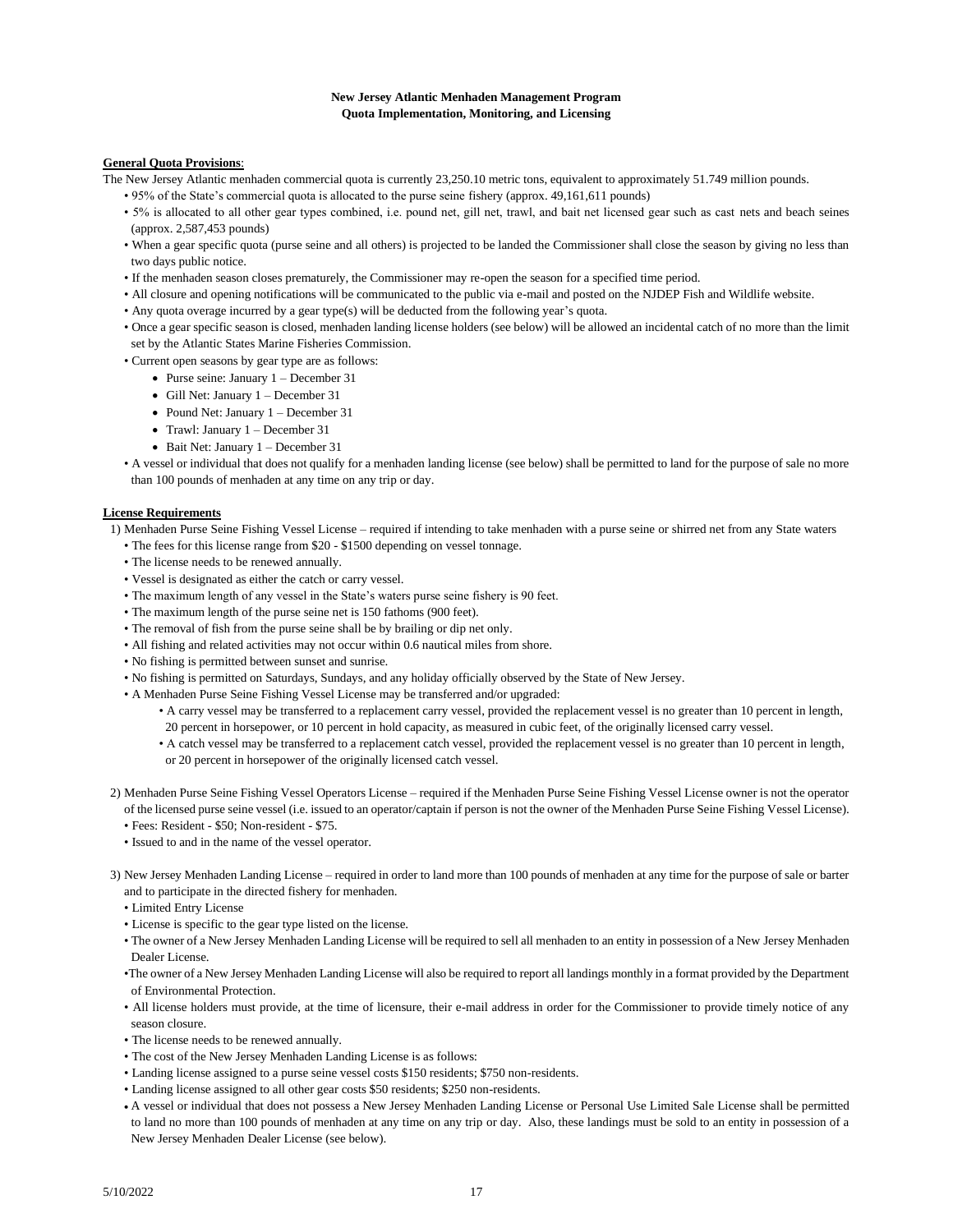**New Jersey Atlantic Menhaden Management Program**
**Quota Implementation, Monitoring, and Licensing**

**General Quota Provisions**:

The New Jersey Atlantic menhaden commercial quota is currently 23,250.10 metric tons, equivalent to approximately 51.749 million pounds.

- 95% of the State's commercial quota is allocated to the purse seine fishery (approx. 49,161,611 pounds)
- 5% is allocated to all other gear types combined, i.e. pound net, gill net, trawl, and bait net licensed gear such as cast nets and beach seines (approx. 2,587,453 pounds)
- When a gear specific quota (purse seine and all others) is projected to be landed the Commissioner shall close the season by giving no less than two days public notice.
- If the menhaden season closes prematurely, the Commissioner may re-open the season for a specified time period.
- All closure and opening notifications will be communicated to the public via e-mail and posted on the NJDEP Fish and Wildlife website.
- Any quota overage incurred by a gear type(s) will be deducted from the following year's quota.
- Once a gear specific season is closed, menhaden landing license holders (see below) will be allowed an incidental catch of no more than the limit set by the Atlantic States Marine Fisheries Commission.
- Current open seasons by gear type are as follows:
    - Purse seine: January 1 – December 31
    - Gill Net: January 1 – December 31
    - Pound Net: January 1 – December 31
    - Trawl: January 1 – December 31
    - Bait Net: January 1 – December 31
- A vessel or individual that does not qualify for a menhaden landing license (see below) shall be permitted to land for the purpose of sale no more than 100 pounds of menhaden at any time on any trip or day.

**License Requirements**

1) Menhaden Purse Seine Fishing Vessel License – required if intending to take menhaden with a purse seine or shirred net from any State waters
    - The fees for this license range from $20 - $1500 depending on vessel tonnage.
    - The license needs to be renewed annually.
    - Vessel is designated as either the catch or carry vessel.
    - The maximum length of any vessel in the State's waters purse seine fishery is 90 feet.
    - The maximum length of the purse seine net is 150 fathoms (900 feet).
    - The removal of fish from the purse seine shall be by brailing or dip net only.
    - All fishing and related activities may not occur within 0.6 nautical miles from shore.
    - No fishing is permitted between sunset and sunrise.
    - No fishing is permitted on Saturdays, Sundays, and any holiday officially observed by the State of New Jersey.
    - A Menhaden Purse Seine Fishing Vessel License may be transferred and/or upgraded:
        - A carry vessel may be transferred to a replacement carry vessel, provided the replacement vessel is no greater than 10 percent in length, 20 percent in horsepower, or 10 percent in hold capacity, as measured in cubic feet, of the originally licensed carry vessel.
        - A catch vessel may be transferred to a replacement catch vessel, provided the replacement vessel is no greater than 10 percent in length, or 20 percent in horsepower of the originally licensed catch vessel.

2) Menhaden Purse Seine Fishing Vessel Operators License – required if the Menhaden Purse Seine Fishing Vessel License owner is not the operator of the licensed purse seine vessel (i.e. issued to an operator/captain if person is not the owner of the Menhaden Purse Seine Fishing Vessel License).
    - Fees: Resident - $50; Non-resident - $75.
    - Issued to and in the name of the vessel operator.

3) New Jersey Menhaden Landing License – required in order to land more than 100 pounds of menhaden at any time for the purpose of sale or barter and to participate in the directed fishery for menhaden.
    - Limited Entry License
    - License is specific to the gear type listed on the license.
    - The owner of a New Jersey Menhaden Landing License will be required to sell all menhaden to an entity in possession of a New Jersey Menhaden Dealer License.
    - The owner of a New Jersey Menhaden Landing License will also be required to report all landings monthly in a format provided by the Department of Environmental Protection.
    - All license holders must provide, at the time of licensure, their e-mail address in order for the Commissioner to provide timely notice of any season closure.
    - The license needs to be renewed annually.
    - The cost of the New Jersey Menhaden Landing License is as follows:
    - Landing license assigned to a purse seine vessel costs $150 residents; $750 non-residents.
    - Landing license assigned to all other gear costs $50 residents; $250 non-residents.
    - A vessel or individual that does not possess a New Jersey Menhaden Landing License or Personal Use Limited Sale License shall be permitted to land no more than 100 pounds of menhaden at any time on any trip or day. Also, these landings must be sold to an entity in possession of a New Jersey Menhaden Dealer License (see below).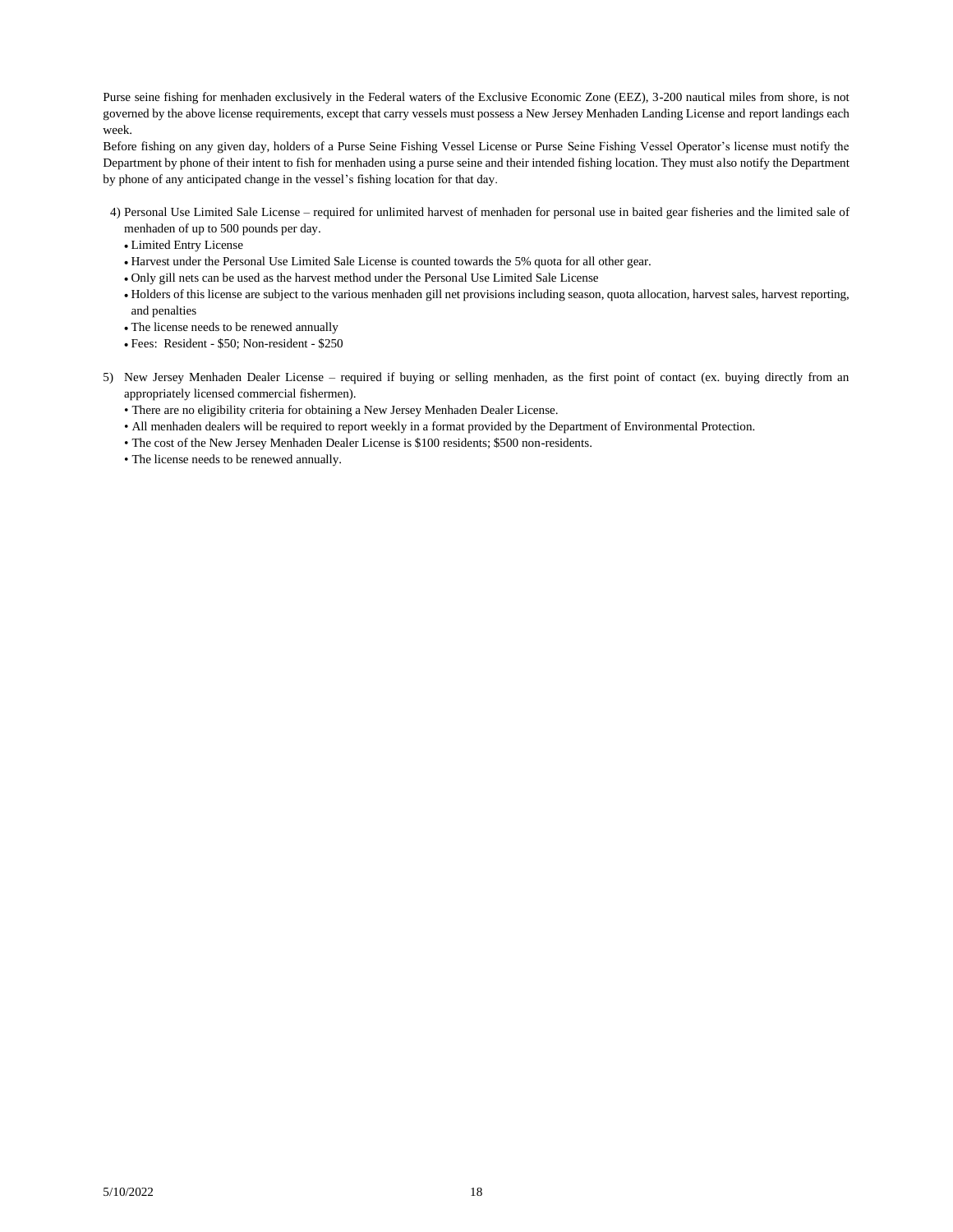Purse seine fishing for menhaden exclusively in the Federal waters of the Exclusive Economic Zone (EEZ), 3-200 nautical miles from shore, is not governed by the above license requirements, except that carry vessels must possess a New Jersey Menhaden Landing License and report landings each week.

Before fishing on any given day, holders of a Purse Seine Fishing Vessel License or Purse Seine Fishing Vessel Operator's license must notify the Department by phone of their intent to fish for menhaden using a purse seine and their intended fishing location. They must also notify the Department by phone of any anticipated change in the vessel's fishing location for that day.

4) Personal Use Limited Sale License – required for unlimited harvest of menhaden for personal use in baited gear fisheries and the limited sale of menhaden of up to 500 pounds per day.
   - Limited Entry License
   - Harvest under the Personal Use Limited Sale License is counted towards the 5% quota for all other gear.
   - Only gill nets can be used as the harvest method under the Personal Use Limited Sale License
   - Holders of this license are subject to the various menhaden gill net provisions including season, quota allocation, harvest sales, harvest reporting, and penalties
   - The license needs to be renewed annually
   - Fees: Resident - $50; Non-resident - $250

5) New Jersey Menhaden Dealer License – required if buying or selling menhaden, as the first point of contact (ex. buying directly from an appropriately licensed commercial fishermen).
   - There are no eligibility criteria for obtaining a New Jersey Menhaden Dealer License.
   - All menhaden dealers will be required to report weekly in a format provided by the Department of Environmental Protection.
   - The cost of the New Jersey Menhaden Dealer License is $100 residents; $500 non-residents.
   - The license needs to be renewed annually.